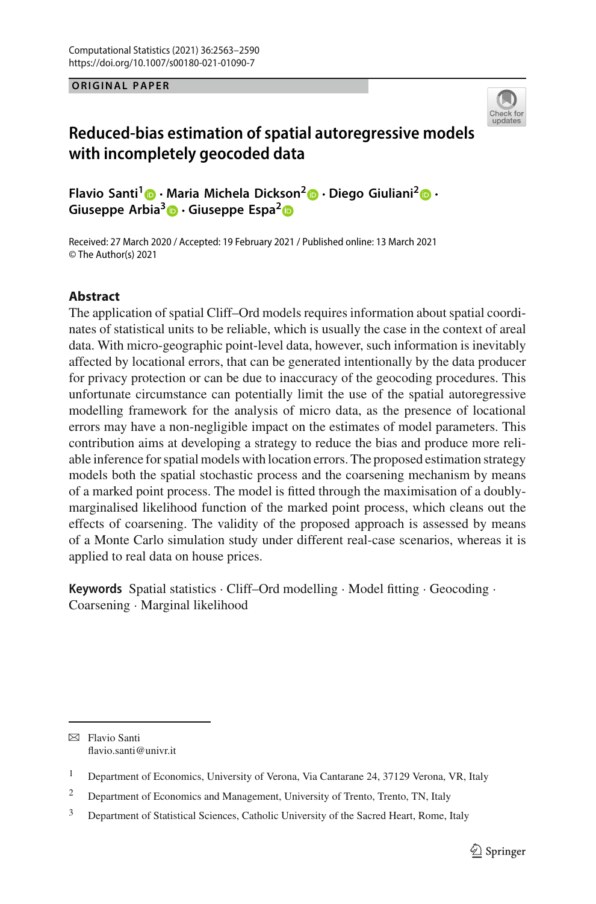ORIGINAL PAPER

# Reduced-bias estimation of spatial autoregressive models with incompletely geocoded data

**Flavio Santi[1] · Maria Michela Dickson[2] · Diego Giuliani[2] · Giuseppe Arbia[3] · Giuseppe Espa[2]**

Received: 27 March 2020 / Accepted: 19 February 2021 / Published online: 13 March 2021
© The Author(s) 2021

## Abstract

The application of spatial Cliff–Ord models requires information about spatial coordinates of statistical units to be reliable, which is usually the case in the context of areal data. With micro-geographic point-level data, however, such information is inevitably affected by locational errors, that can be generated intentionally by the data producer for privacy protection or can be due to inaccuracy of the geocoding procedures. This unfortunate circumstance can potentially limit the use of the spatial autoregressive modelling framework for the analysis of micro data, as the presence of locational errors may have a non-negligible impact on the estimates of model parameters. This contribution aims at developing a strategy to reduce the bias and produce more reliable inference for spatial models with location errors. The proposed estimation strategy models both the spatial stochastic process and the coarsening mechanism by means of a marked point process. The model is fitted through the maximisation of a doubly-marginalised likelihood function of the marked point process, which cleans out the effects of coarsening. The validity of the proposed approach is assessed by means of a Monte Carlo simulation study under different real-case scenarios, whereas it is applied to real data on house prices.

**Keywords** Spatial statistics · Cliff–Ord modelling · Model fitting · Geocoding · Coarsening · Marginal likelihood

---

✉ Flavio Santi
flavio.santi@univr.it

[1] Department of Economics, University of Verona, Via Cantarane 24, 37129 Verona, VR, Italy

[2] Department of Economics and Management, University of Trento, Trento, TN, Italy

[3] Department of Statistical Sciences, Catholic University of the Sacred Heart, Rome, Italy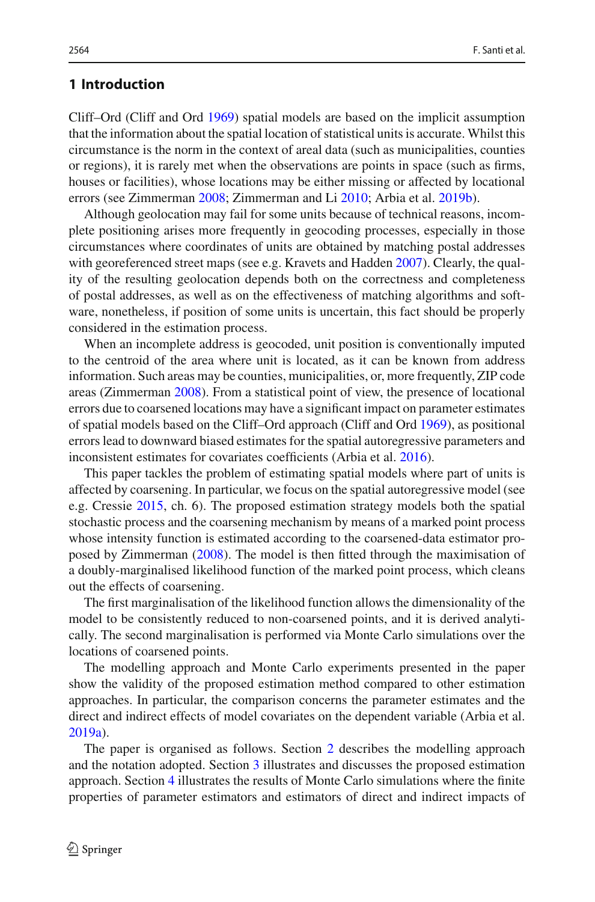## 1 Introduction

Cliff–Ord (Cliff and Ord 1969) spatial models are based on the implicit assumption that the information about the spatial location of statistical units is accurate. Whilst this circumstance is the norm in the context of areal data (such as municipalities, counties or regions), it is rarely met when the observations are points in space (such as firms, houses or facilities), whose locations may be either missing or affected by locational errors (see Zimmerman 2008; Zimmerman and Li 2010; Arbia et al. 2019b).

Although geolocation may fail for some units because of technical reasons, incomplete positioning arises more frequently in geocoding processes, especially in those circumstances where coordinates of units are obtained by matching postal addresses with georeferenced street maps (see e.g. Kravets and Hadden 2007). Clearly, the quality of the resulting geolocation depends both on the correctness and completeness of postal addresses, as well as on the effectiveness of matching algorithms and software, nonetheless, if position of some units is uncertain, this fact should be properly considered in the estimation process.

When an incomplete address is geocoded, unit position is conventionally imputed to the centroid of the area where unit is located, as it can be known from address information. Such areas may be counties, municipalities, or, more frequently, ZIP code areas (Zimmerman 2008). From a statistical point of view, the presence of locational errors due to coarsened locations may have a significant impact on parameter estimates of spatial models based on the Cliff–Ord approach (Cliff and Ord 1969), as positional errors lead to downward biased estimates for the spatial autoregressive parameters and inconsistent estimates for covariates coefficients (Arbia et al. 2016).

This paper tackles the problem of estimating spatial models where part of units is affected by coarsening. In particular, we focus on the spatial autoregressive model (see e.g. Cressie 2015, ch. 6). The proposed estimation strategy models both the spatial stochastic process and the coarsening mechanism by means of a marked point process whose intensity function is estimated according to the coarsened-data estimator proposed by Zimmerman (2008). The model is then fitted through the maximisation of a doubly-marginalised likelihood function of the marked point process, which cleans out the effects of coarsening.

The first marginalisation of the likelihood function allows the dimensionality of the model to be consistently reduced to non-coarsened points, and it is derived analytically. The second marginalisation is performed via Monte Carlo simulations over the locations of coarsened points.

The modelling approach and Monte Carlo experiments presented in the paper show the validity of the proposed estimation method compared to other estimation approaches. In particular, the comparison concerns the parameter estimates and the direct and indirect effects of model covariates on the dependent variable (Arbia et al. 2019a).

The paper is organised as follows. Section 2 describes the modelling approach and the notation adopted. Section 3 illustrates and discusses the proposed estimation approach. Section 4 illustrates the results of Monte Carlo simulations where the finite properties of parameter estimators and estimators of direct and indirect impacts of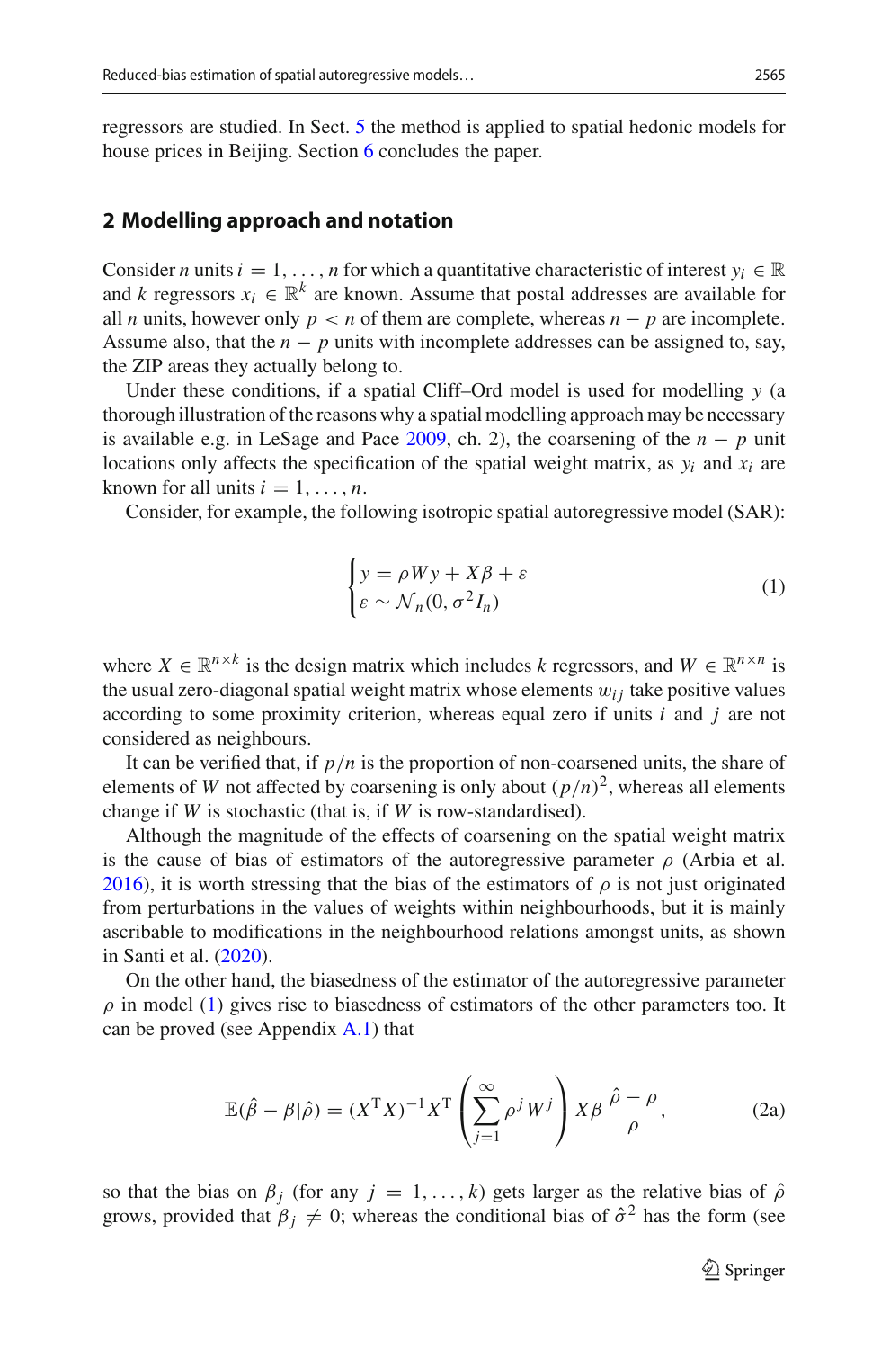regressors are studied. In Sect. 5 the method is applied to spatial hedonic models for house prices in Beijing. Section 6 concludes the paper.

## 2 Modelling approach and notation

Consider $n$ units $i = 1, \dots, n$ for which a quantitative characteristic of interest $y_i \in \mathbb{R}$ and $k$ regressors $x_i \in \mathbb{R}^k$ are known. Assume that postal addresses are available for all $n$ units, however only $p < n$ of them are complete, whereas $n - p$ are incomplete. Assume also, that the $n - p$ units with incomplete addresses can be assigned to, say, the ZIP areas they actually belong to.

Under these conditions, if a spatial Cliff–Ord model is used for modelling $y$ (a thorough illustration of the reasons why a spatial modelling approach may be necessary is available e.g. in LeSage and Pace 2009, ch. 2), the coarsening of the $n - p$ unit locations only affects the specification of the spatial weight matrix, as $y_i$ and $x_i$ are known for all units $i = 1, \dots, n$.

Consider, for example, the following isotropic spatial autoregressive model (SAR):

$$\begin{cases} y = \rho W y + X\beta + \varepsilon \\ \varepsilon \sim \mathcal{N}_n(0, \sigma^2 I_n) \end{cases} \tag{1}$$

where $X \in \mathbb{R}^{n \times k}$ is the design matrix which includes $k$ regressors, and $W \in \mathbb{R}^{n \times n}$ is the usual zero-diagonal spatial weight matrix whose elements $w_{ij}$ take positive values according to some proximity criterion, whereas equal zero if units $i$ and $j$ are not considered as neighbours.

It can be verified that, if $p/n$ is the proportion of non-coarsened units, the share of elements of $W$ not affected by coarsening is only about $(p/n)^2$, whereas all elements change if $W$ is stochastic (that is, if $W$ is row-standardised).

Although the magnitude of the effects of coarsening on the spatial weight matrix is the cause of bias of estimators of the autoregressive parameter $\rho$ (Arbia et al. 2016), it is worth stressing that the bias of the estimators of $\rho$ is not just originated from perturbations in the values of weights within neighbourhoods, but it is mainly ascribable to modifications in the neighbourhood relations amongst units, as shown in Santi et al. (2020).

On the other hand, the biasedness of the estimator of the autoregressive parameter $\rho$ in model (1) gives rise to biasedness of estimators of the other parameters too. It can be proved (see Appendix A.1) that

$$\mathbb{E}(\hat{\beta} - \beta | \hat{\rho}) = (X^{\mathrm{T}} X)^{-1} X^{\mathrm{T}} \left( \sum_{j=1}^{\infty} \rho^j W^j \right) X\beta \, \frac{\hat{\rho} - \rho}{\rho}, \tag{2a}$$

so that the bias on $\beta_j$ (for any $j = 1, \dots, k$) gets larger as the relative bias of $\hat{\rho}$ grows, provided that $\beta_j \neq 0$; whereas the conditional bias of $\hat{\sigma}^2$ has the form (see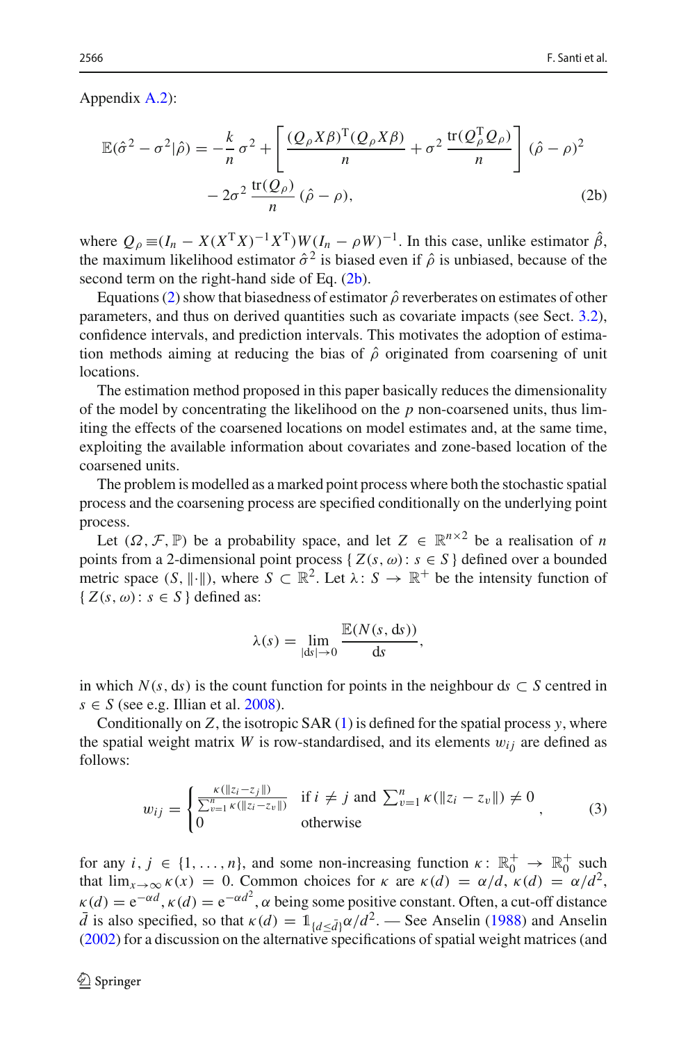Appendix A.2):

$$
\mathbb{E}(\hat{\sigma}^2 - \sigma^2 | \hat{\rho}) = -\frac{k}{n}\,\sigma^2 + \left[ \frac{(Q_\rho X\beta)^{\mathrm{T}}(Q_\rho X\beta)}{n} + \sigma^2\, \frac{\operatorname{tr}(Q_\rho^{\mathrm{T}} Q_\rho)}{n} \right] (\hat{\rho} - \rho)^2 \\
- 2\sigma^2\, \frac{\operatorname{tr}(Q_\rho)}{n}\,(\hat{\rho} - \rho), \tag{2b}
$$

where $Q_\rho \equiv (I_n - X(X^{\mathrm{T}}X)^{-1}X^{\mathrm{T}})W(I_n - \rho W)^{-1}$. In this case, unlike estimator $\hat{\beta}$, the maximum likelihood estimator $\hat{\sigma}^2$ is biased even if $\hat{\rho}$ is unbiased, because of the second term on the right-hand side of Eq. (2b).

Equations (2) show that biasedness of estimator $\hat{\rho}$ reverberates on estimates of other parameters, and thus on derived quantities such as covariate impacts (see Sect. 3.2), confidence intervals, and prediction intervals. This motivates the adoption of estimation methods aiming at reducing the bias of $\hat{\rho}$ originated from coarsening of unit locations.

The estimation method proposed in this paper basically reduces the dimensionality of the model by concentrating the likelihood on the $p$ non-coarsened units, thus limiting the effects of the coarsened locations on model estimates and, at the same time, exploiting the available information about covariates and zone-based location of the coarsened units.

The problem is modelled as a marked point process where both the stochastic spatial process and the coarsening process are specified conditionally on the underlying point process.

Let $(\Omega, \mathcal{F}, \mathbb{P})$ be a probability space, and let $Z \in \mathbb{R}^{n\times 2}$ be a realisation of $n$ points from a 2-dimensional point process $\{\, Z(s,\omega) : s \in S \,\}$ defined over a bounded metric space $(S, \|\cdot\|)$, where $S \subset \mathbb{R}^2$. Let $\lambda : S \to \mathbb{R}^+$ be the intensity function of $\{\, Z(s,\omega) : s \in S \,\}$ defined as:

$$
\lambda(s) = \lim_{|\mathrm{d}s| \to 0} \frac{\mathbb{E}(N(s, \mathrm{d}s))}{\mathrm{d}s},
$$

in which $N(s, \mathrm{d}s)$ is the count function for points in the neighbour $\mathrm{d}s \subset S$ centred in $s \in S$ (see e.g. Illian et al. 2008).

Conditionally on $Z$, the isotropic SAR (1) is defined for the spatial process $y$, where the spatial weight matrix $W$ is row-standardised, and its elements $w_{ij}$ are defined as follows:

$$
w_{ij} = \begin{cases} \frac{\kappa(\|z_i - z_j\|)}{\sum_{v=1}^{n} \kappa(\|z_i - z_v\|)} & \text{if } i \neq j \text{ and } \sum_{v=1}^{n} \kappa(\|z_i - z_v\|) \neq 0 \\ 0 & \text{otherwise} \end{cases}, \tag{3}
$$

for any $i, j \in \{1, \ldots, n\}$, and some non-increasing function $\kappa : \mathbb{R}_0^+ \to \mathbb{R}_0^+$ such that $\lim_{x\to\infty} \kappa(x) = 0$. Common choices for $\kappa$ are $\kappa(d) = \alpha/d$, $\kappa(d) = \alpha/d^2$, $\kappa(d) = \mathrm{e}^{-\alpha d}$, $\kappa(d) = \mathrm{e}^{-\alpha d^2}$, $\alpha$ being some positive constant. Often, a cut-off distance $\bar{d}$ is also specified, so that $\kappa(d) = \mathbb{1}_{\{d \leq \bar{d}\}} \alpha/d^2$. — See Anselin (1988) and Anselin (2002) for a discussion on the alternative specifications of spatial weight matrices (and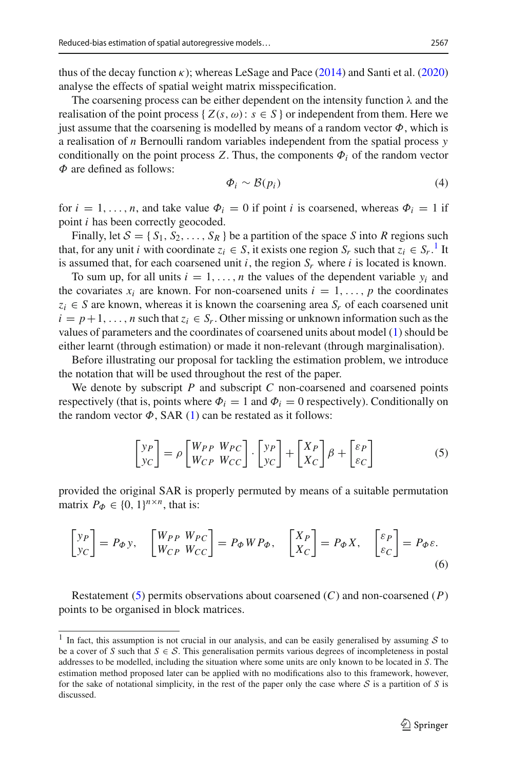thus of the decay function $\kappa$); whereas LeSage and Pace (2014) and Santi et al. (2020) analyse the effects of spatial weight matrix misspecification.

The coarsening process can be either dependent on the intensity function $\lambda$ and the realisation of the point process $\{ Z(s, \omega) : s \in S \}$ or independent from them. Here we just assume that the coarsening is modelled by means of a random vector $\Phi$, which is a realisation of $n$ Bernoulli random variables independent from the spatial process $y$ conditionally on the point process $Z$. Thus, the components $\Phi_i$ of the random vector $\Phi$ are defined as follows:

$$\Phi_i \sim \mathcal{B}(p_i) \tag{4}$$

for $i = 1, \ldots, n$, and take value $\Phi_i = 0$ if point $i$ is coarsened, whereas $\Phi_i = 1$ if point $i$ has been correctly geocoded.

Finally, let $\mathcal{S} = \{ S_1, S_2, \ldots, S_R \}$ be a partition of the space $S$ into $R$ regions such that, for any unit $i$ with coordinate $z_i \in S$, it exists one region $S_r$ such that $z_i \in S_r$.[1] It is assumed that, for each coarsened unit $i$, the region $S_r$ where $i$ is located is known.

To sum up, for all units $i = 1, \ldots, n$ the values of the dependent variable $y_i$ and the covariates $x_i$ are known. For non-coarsened units $i = 1, \ldots, p$ the coordinates $z_i \in S$ are known, whereas it is known the coarsening area $S_r$ of each coarsened unit $i = p+1, \ldots, n$ such that $z_i \in S_r$. Other missing or unknown information such as the values of parameters and the coordinates of coarsened units about model (1) should be either learnt (through estimation) or made it non-relevant (through marginalisation).

Before illustrating our proposal for tackling the estimation problem, we introduce the notation that will be used throughout the rest of the paper.

We denote by subscript $P$ and subscript $C$ non-coarsened and coarsened points respectively (that is, points where $\Phi_i = 1$ and $\Phi_i = 0$ respectively). Conditionally on the random vector $\Phi$, SAR (1) can be restated as it follows:

$$\begin{bmatrix} y_P \\ y_C \end{bmatrix} = \rho \begin{bmatrix} W_{PP} & W_{PC} \\ W_{CP} & W_{CC} \end{bmatrix} \cdot \begin{bmatrix} y_P \\ y_C \end{bmatrix} + \begin{bmatrix} X_P \\ X_C \end{bmatrix} \beta + \begin{bmatrix} \varepsilon_P \\ \varepsilon_C \end{bmatrix} \tag{5}$$

provided the original SAR is properly permuted by means of a suitable permutation matrix $P_\Phi \in \{0, 1\}^{n \times n}$, that is:

$$\begin{bmatrix} y_P \\ y_C \end{bmatrix} = P_\Phi \, y, \quad \begin{bmatrix} W_{PP} & W_{PC} \\ W_{CP} & W_{CC} \end{bmatrix} = P_\Phi \, W P_\Phi, \quad \begin{bmatrix} X_P \\ X_C \end{bmatrix} = P_\Phi X, \quad \begin{bmatrix} \varepsilon_P \\ \varepsilon_C \end{bmatrix} = P_\Phi \varepsilon. \tag{6}$$

Restatement (5) permits observations about coarsened ($C$) and non-coarsened ($P$) points to be organised in block matrices.

---

[1] In fact, this assumption is not crucial in our analysis, and can be easily generalised by assuming $\mathcal{S}$ to be a cover of $S$ such that $S \in \mathcal{S}$. This generalisation permits various degrees of incompleteness in postal addresses to be modelled, including the situation where some units are only known to be located in $S$. The estimation method proposed later can be applied with no modifications also to this framework, however, for the sake of notational simplicity, in the rest of the paper only the case where $\mathcal{S}$ is a partition of $S$ is discussed.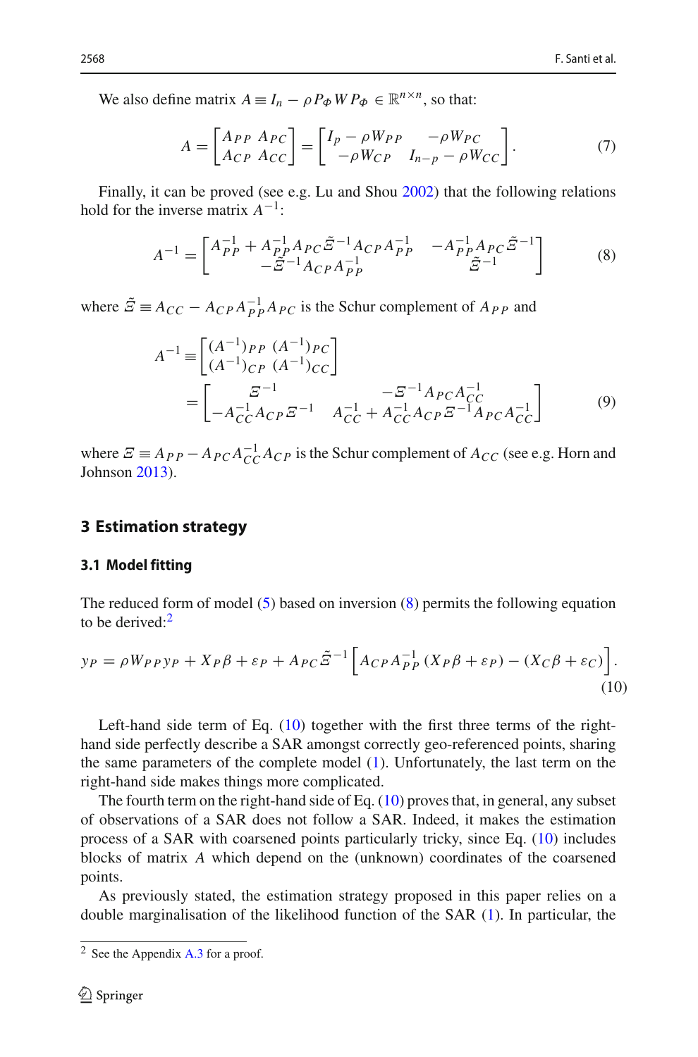We also define matrix $A \equiv I_n - \rho P_\Phi W P_\Phi \in \mathbb{R}^{n \times n}$, so that:

$$A = \begin{bmatrix} A_{PP} & A_{PC} \\ A_{CP} & A_{CC} \end{bmatrix} = \begin{bmatrix} I_p - \rho W_{PP} & -\rho W_{PC} \\ -\rho W_{CP} & I_{n-p} - \rho W_{CC} \end{bmatrix}. \tag{7}$$

Finally, it can be proved (see e.g. Lu and Shou 2002) that the following relations hold for the inverse matrix $A^{-1}$:

$$A^{-1} = \begin{bmatrix} A_{PP}^{-1} + A_{PP}^{-1} A_{PC} \tilde{\Xi}^{-1} A_{CP} A_{PP}^{-1} & -A_{PP}^{-1} A_{PC} \tilde{\Xi}^{-1} \\ -\tilde{\Xi}^{-1} A_{CP} A_{PP}^{-1} & \tilde{\Xi}^{-1} \end{bmatrix} \tag{8}$$

where $\tilde{\Xi} \equiv A_{CC} - A_{CP} A_{PP}^{-1} A_{PC}$ is the Schur complement of $A_{PP}$ and

$$\begin{aligned} A^{-1} &\equiv \begin{bmatrix} (A^{-1})_{PP} & (A^{-1})_{PC} \\ (A^{-1})_{CP} & (A^{-1})_{CC} \end{bmatrix} \\ &= \begin{bmatrix} \Xi^{-1} & -\Xi^{-1} A_{PC} A_{CC}^{-1} \\ -A_{CC}^{-1} A_{CP} \Xi^{-1} & A_{CC}^{-1} + A_{CC}^{-1} A_{CP} \Xi^{-1} A_{PC} A_{CC}^{-1} \end{bmatrix} \end{aligned} \tag{9}$$

where $\Xi \equiv A_{PP} - A_{PC} A_{CC}^{-1} A_{CP}$ is the Schur complement of $A_{CC}$ (see e.g. Horn and Johnson 2013).

## 3 Estimation strategy

### 3.1 Model fitting

The reduced form of model (5) based on inversion (8) permits the following equation to be derived:[2]

$$y_P = \rho W_{PP} y_P + X_P \beta + \varepsilon_P + A_{PC} \tilde{\Xi}^{-1} \left[ A_{CP} A_{PP}^{-1} (X_P \beta + \varepsilon_P) - (X_C \beta + \varepsilon_C) \right]. \tag{10}$$

Left-hand side term of Eq. (10) together with the first three terms of the right-hand side perfectly describe a SAR amongst correctly geo-referenced points, sharing the same parameters of the complete model (1). Unfortunately, the last term on the right-hand side makes things more complicated.

The fourth term on the right-hand side of Eq. (10) proves that, in general, any subset of observations of a SAR does not follow a SAR. Indeed, it makes the estimation process of a SAR with coarsened points particularly tricky, since Eq. (10) includes blocks of matrix $A$ which depend on the (unknown) coordinates of the coarsened points.

As previously stated, the estimation strategy proposed in this paper relies on a double marginalisation of the likelihood function of the SAR (1). In particular, the

[2] See the Appendix A.3 for a proof.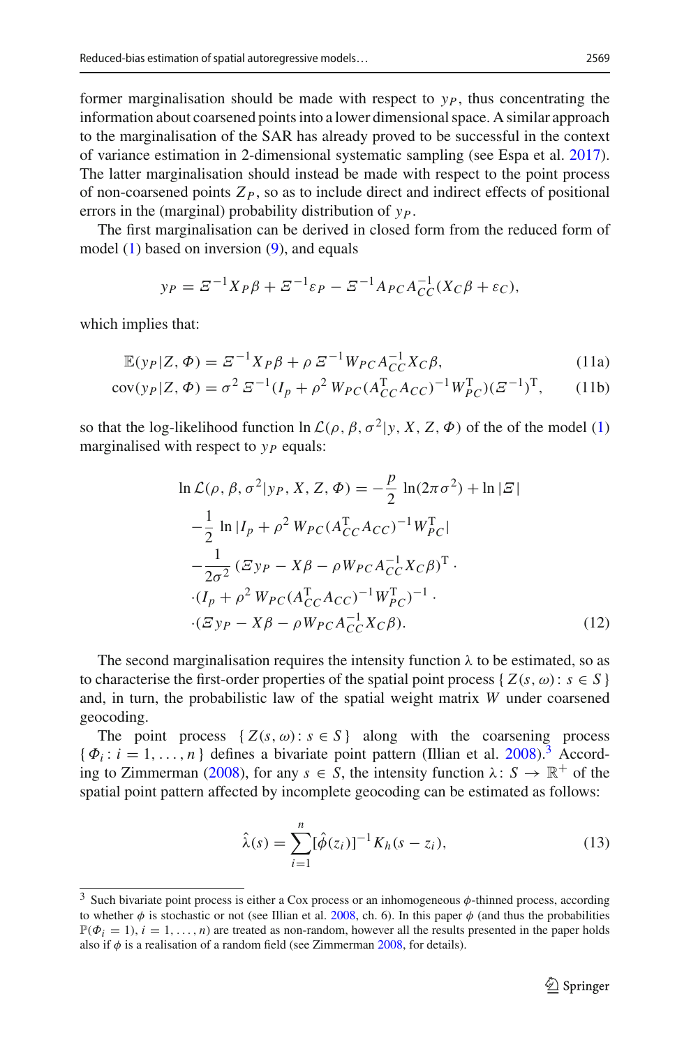former marginalisation should be made with respect to $y_P$, thus concentrating the information about coarsened points into a lower dimensional space. A similar approach to the marginalisation of the SAR has already proved to be successful in the context of variance estimation in 2-dimensional systematic sampling (see Espa et al. 2017). The latter marginalisation should instead be made with respect to the point process of non-coarsened points $Z_P$, so as to include direct and indirect effects of positional errors in the (marginal) probability distribution of $y_P$.

The first marginalisation can be derived in closed form from the reduced form of model (1) based on inversion (9), and equals

$$y_P = \Xi^{-1} X_P \beta + \Xi^{-1} \varepsilon_P - \Xi^{-1} A_{PC} A_{CC}^{-1} (X_C \beta + \varepsilon_C),$$

which implies that:

$$\mathbb{E}(y_P | Z, \Phi) = \Xi^{-1} X_P \beta + \rho\, \Xi^{-1} W_{PC} A_{CC}^{-1} X_C \beta, \tag{11a}$$

$$\operatorname{cov}(y_P | Z, \Phi) = \sigma^2\, \Xi^{-1} (I_p + \rho^2\, W_{PC} (A_{CC}^{\mathrm{T}} A_{CC})^{-1} W_{PC}^{\mathrm{T}}) (\Xi^{-1})^{\mathrm{T}}, \tag{11b}$$

so that the log-likelihood function $\ln \mathcal{L}(\rho, \beta, \sigma^2 | y, X, Z, \Phi)$ of the of the model (1) marginalised with respect to $y_P$ equals:

$$\begin{aligned}
\ln \mathcal{L}(\rho, \beta, \sigma^2 | y_P, X, Z, \Phi) &= -\frac{p}{2} \ln(2\pi\sigma^2) + \ln |\Xi| \\
&- \frac{1}{2} \ln |I_p + \rho^2\, W_{PC} (A_{CC}^{\mathrm{T}} A_{CC})^{-1} W_{PC}^{\mathrm{T}}| \\
&- \frac{1}{2\sigma^2} (\Xi y_P - X\beta - \rho W_{PC} A_{CC}^{-1} X_C \beta)^{\mathrm{T}} \cdot \\
&\cdot (I_p + \rho^2\, W_{PC} (A_{CC}^{\mathrm{T}} A_{CC})^{-1} W_{PC}^{\mathrm{T}})^{-1} \cdot \\
&\cdot (\Xi y_P - X\beta - \rho W_{PC} A_{CC}^{-1} X_C \beta).
\end{aligned} \tag{12}$$

The second marginalisation requires the intensity function $\lambda$ to be estimated, so as to characterise the first-order properties of the spatial point process $\{\, Z(s, \omega) \colon s \in S \,\}$ and, in turn, the probabilistic law of the spatial weight matrix $W$ under coarsened geocoding.

The point process $\{\, Z(s, \omega) \colon s \in S \,\}$ along with the coarsening process $\{\, \Phi_i \colon i = 1, \ldots, n \,\}$ defines a bivariate point pattern (Illian et al. 2008).[3] According to Zimmerman (2008), for any $s \in S$, the intensity function $\lambda \colon S \to \mathbb{R}^+$ of the spatial point pattern affected by incomplete geocoding can be estimated as follows:

$$\hat{\lambda}(s) = \sum_{i=1}^{n} [\hat{\phi}(z_i)]^{-1} K_h(s - z_i), \tag{13}$$

[3] Such bivariate point process is either a Cox process or an inhomogeneous $\phi$-thinned process, according to whether $\phi$ is stochastic or not (see Illian et al. 2008, ch. 6). In this paper $\phi$ (and thus the probabilities $\mathbb{P}(\Phi_i = 1)$, $i = 1, \ldots, n$) are treated as non-random, however all the results presented in the paper holds also if $\phi$ is a realisation of a random field (see Zimmerman 2008, for details).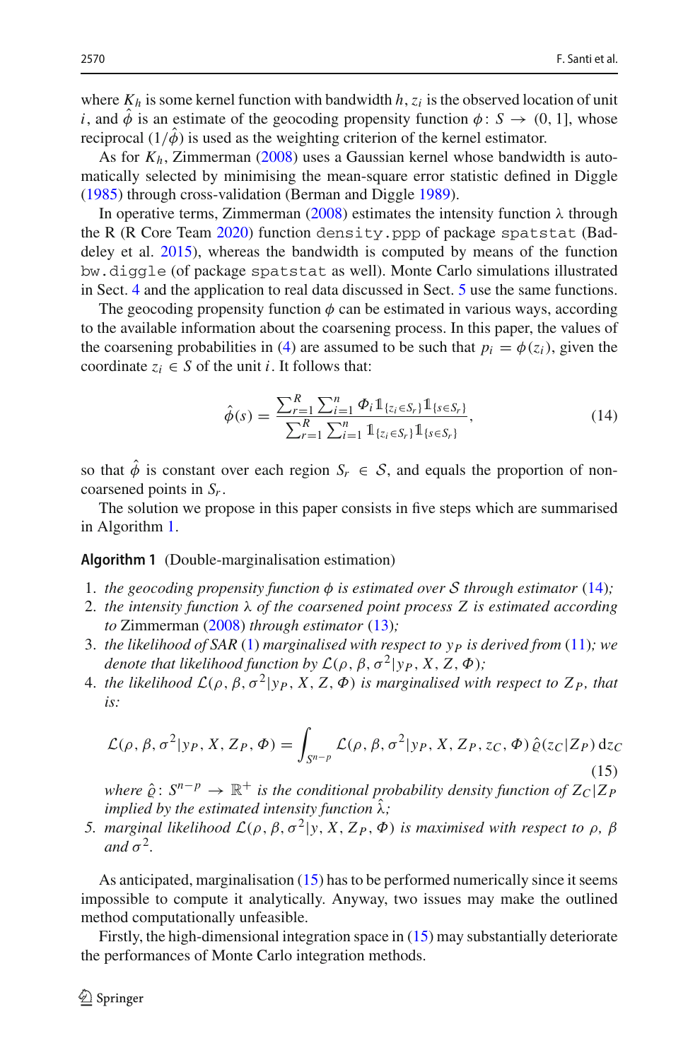where $K_h$ is some kernel function with bandwidth $h$, $z_i$ is the observed location of unit $i$, and $\hat{\phi}$ is an estimate of the geocoding propensity function $\phi \colon S \to (0, 1]$, whose reciprocal $(1/\hat{\phi})$ is used as the weighting criterion of the kernel estimator.

As for $K_h$, Zimmerman (2008) uses a Gaussian kernel whose bandwidth is automatically selected by minimising the mean-square error statistic defined in Diggle (1985) through cross-validation (Berman and Diggle 1989).

In operative terms, Zimmerman (2008) estimates the intensity function $\lambda$ through the R (R Core Team 2020) function `density.ppp` of package `spatstat` (Baddeley et al. 2015), whereas the bandwidth is computed by means of the function `bw.diggle` (of package `spatstat` as well). Monte Carlo simulations illustrated in Sect. 4 and the application to real data discussed in Sect. 5 use the same functions.

The geocoding propensity function $\phi$ can be estimated in various ways, according to the available information about the coarsening process. In this paper, the values of the coarsening probabilities in (4) are assumed to be such that $p_i = \phi(z_i)$, given the coordinate $z_i \in S$ of the unit $i$. It follows that:

$$\hat{\phi}(s) = \frac{\sum_{r=1}^{R} \sum_{i=1}^{n} \Phi_i \mathbb{1}_{\{z_i \in S_r\}} \mathbb{1}_{\{s \in S_r\}}}{\sum_{r=1}^{R} \sum_{i=1}^{n} \mathbb{1}_{\{z_i \in S_r\}} \mathbb{1}_{\{s \in S_r\}}}, \tag{14}$$

so that $\hat{\phi}$ is constant over each region $S_r \in \mathcal{S}$, and equals the proportion of non-coarsened points in $S_r$.

The solution we propose in this paper consists in five steps which are summarised in Algorithm 1.

**Algorithm 1** (Double-marginalisation estimation)

1. *the geocoding propensity function $\phi$ is estimated over $\mathcal{S}$ through estimator (14);*
2. *the intensity function $\lambda$ of the coarsened point process $Z$ is estimated according to* Zimmerman (2008) *through estimator (13);*
3. *the likelihood of SAR (1) marginalised with respect to $y_P$ is derived from (11); we denote that likelihood function by $\mathcal{L}(\rho, \beta, \sigma^2 | y_P, X, Z, \Phi)$;*
4. *the likelihood $\mathcal{L}(\rho, \beta, \sigma^2 | y_P, X, Z, \Phi)$ is marginalised with respect to $Z_P$, that is:*

$$\mathcal{L}(\rho, \beta, \sigma^2 | y_P, X, Z_P, \Phi) = \int_{S^{n-p}} \mathcal{L}(\rho, \beta, \sigma^2 | y_P, X, Z_P, z_C, \Phi)\, \hat{\varrho}(z_C | Z_P)\, \mathrm{d}z_C \tag{15}$$

   *where $\hat{\varrho} \colon S^{n-p} \to \mathbb{R}^+$ is the conditional probability density function of $Z_C | Z_P$ implied by the estimated intensity function $\hat{\lambda}$;*
5. *marginal likelihood $\mathcal{L}(\rho, \beta, \sigma^2 | y, X, Z_P, \Phi)$ is maximised with respect to $\rho$, $\beta$ and $\sigma^2$.*

As anticipated, marginalisation (15) has to be performed numerically since it seems impossible to compute it analytically. Anyway, two issues may make the outlined method computationally unfeasible.

Firstly, the high-dimensional integration space in (15) may substantially deteriorate the performances of Monte Carlo integration methods.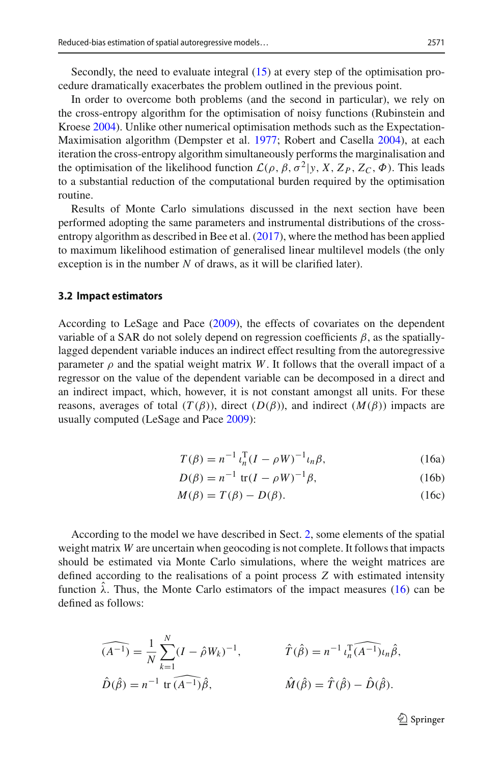Secondly, the need to evaluate integral (15) at every step of the optimisation procedure dramatically exacerbates the problem outlined in the previous point.

In order to overcome both problems (and the second in particular), we rely on the cross-entropy algorithm for the optimisation of noisy functions (Rubinstein and Kroese 2004). Unlike other numerical optimisation methods such as the Expectation-Maximisation algorithm (Dempster et al. 1977; Robert and Casella 2004), at each iteration the cross-entropy algorithm simultaneously performs the marginalisation and the optimisation of the likelihood function $\mathcal{L}(\rho, \beta, \sigma^2 | y, X, Z_P, Z_C, \Phi)$. This leads to a substantial reduction of the computational burden required by the optimisation routine.

Results of Monte Carlo simulations discussed in the next section have been performed adopting the same parameters and instrumental distributions of the cross-entropy algorithm as described in Bee et al. (2017), where the method has been applied to maximum likelihood estimation of generalised linear multilevel models (the only exception is in the number $N$ of draws, as it will be clarified later).

### 3.2 Impact estimators

According to LeSage and Pace (2009), the effects of covariates on the dependent variable of a SAR do not solely depend on regression coefficients $\beta$, as the spatially-lagged dependent variable induces an indirect effect resulting from the autoregressive parameter $\rho$ and the spatial weight matrix $W$. It follows that the overall impact of a regressor on the value of the dependent variable can be decomposed in a direct and an indirect impact, which, however, it is not constant amongst all units. For these reasons, averages of total ($T(\beta)$), direct ($D(\beta)$), and indirect ($M(\beta)$) impacts are usually computed (LeSage and Pace 2009):

$$T(\beta) = n^{-1}\, \iota_n^{\mathrm{T}} (I - \rho W)^{-1} \iota_n \beta, \tag{16a}$$

$$D(\beta) = n^{-1}\, \mathrm{tr}(I - \rho W)^{-1} \beta, \tag{16b}$$

$$M(\beta) = T(\beta) - D(\beta). \tag{16c}$$

According to the model we have described in Sect. 2, some elements of the spatial weight matrix $W$ are uncertain when geocoding is not complete. It follows that impacts should be estimated via Monte Carlo simulations, where the weight matrices are defined according to the realisations of a point process $Z$ with estimated intensity function $\hat{\lambda}$. Thus, the Monte Carlo estimators of the impact measures (16) can be defined as follows:

$$\widehat{(A^{-1})} = \frac{1}{N} \sum_{k=1}^{N} (I - \hat{\rho} W_k)^{-1}, \qquad \hat{T}(\hat{\beta}) = n^{-1}\, \iota_n^{\mathrm{T}} \widehat{(A^{-1})} \iota_n \hat{\beta},$$

$$\hat{D}(\hat{\beta}) = n^{-1}\, \mathrm{tr}\, \widehat{(A^{-1})} \hat{\beta}, \qquad \hat{M}(\hat{\beta}) = \hat{T}(\hat{\beta}) - \hat{D}(\hat{\beta}).$$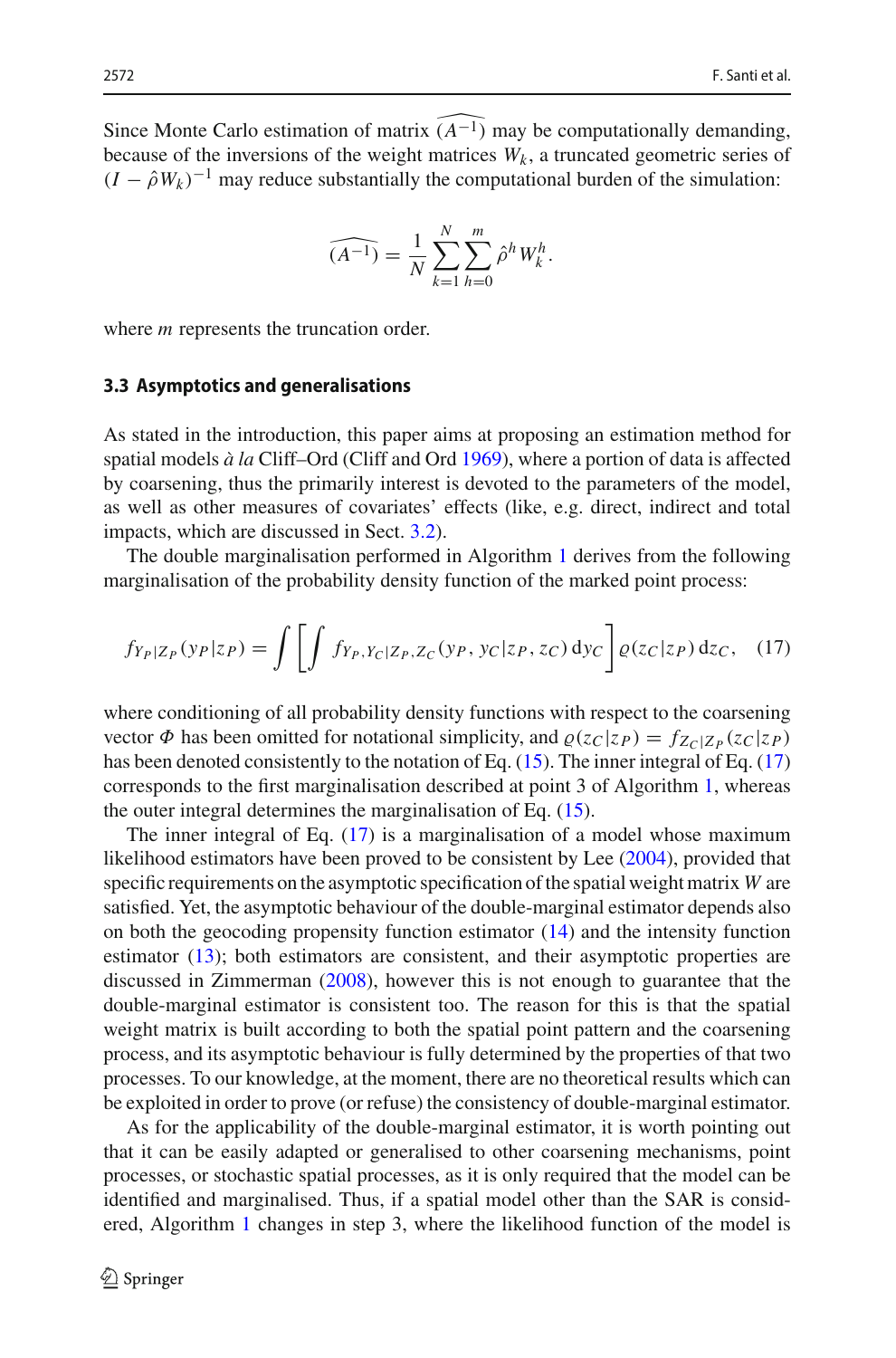Since Monte Carlo estimation of matrix $\widehat{(A^{-1})}$ may be computationally demanding, because of the inversions of the weight matrices $W_k$, a truncated geometric series of $(I - \hat{\rho} W_k)^{-1}$ may reduce substantially the computational burden of the simulation:

$$\widehat{(A^{-1})} = \frac{1}{N} \sum_{k=1}^{N} \sum_{h=0}^{m} \hat{\rho}^h W_k^h.$$

where $m$ represents the truncation order.

### 3.3 Asymptotics and generalisations

As stated in the introduction, this paper aims at proposing an estimation method for spatial models *à la* Cliff–Ord (Cliff and Ord 1969), where a portion of data is affected by coarsening, thus the primarily interest is devoted to the parameters of the model, as well as other measures of covariates' effects (like, e.g. direct, indirect and total impacts, which are discussed in Sect. 3.2).

The double marginalisation performed in Algorithm 1 derives from the following marginalisation of the probability density function of the marked point process:

$$f_{Y_P|Z_P}(y_P|z_P) = \int \left[ \int f_{Y_P, Y_C|Z_P, Z_C}(y_P, y_C|z_P, z_C) \, \mathrm{d}y_C \right] \varrho(z_C|z_P) \, \mathrm{d}z_C, \quad (17)$$

where conditioning of all probability density functions with respect to the coarsening vector $\Phi$ has been omitted for notational simplicity, and $\varrho(z_C|z_P) = f_{Z_C|Z_P}(z_C|z_P)$ has been denoted consistently to the notation of Eq. (15). The inner integral of Eq. (17) corresponds to the first marginalisation described at point 3 of Algorithm 1, whereas the outer integral determines the marginalisation of Eq. (15).

The inner integral of Eq. (17) is a marginalisation of a model whose maximum likelihood estimators have been proved to be consistent by Lee (2004), provided that specific requirements on the asymptotic specification of the spatial weight matrix $W$ are satisfied. Yet, the asymptotic behaviour of the double-marginal estimator depends also on both the geocoding propensity function estimator (14) and the intensity function estimator (13); both estimators are consistent, and their asymptotic properties are discussed in Zimmerman (2008), however this is not enough to guarantee that the double-marginal estimator is consistent too. The reason for this is that the spatial weight matrix is built according to both the spatial point pattern and the coarsening process, and its asymptotic behaviour is fully determined by the properties of that two processes. To our knowledge, at the moment, there are no theoretical results which can be exploited in order to prove (or refuse) the consistency of double-marginal estimator.

As for the applicability of the double-marginal estimator, it is worth pointing out that it can be easily adapted or generalised to other coarsening mechanisms, point processes, or stochastic spatial processes, as it is only required that the model can be identified and marginalised. Thus, if a spatial model other than the SAR is considered, Algorithm 1 changes in step 3, where the likelihood function of the model is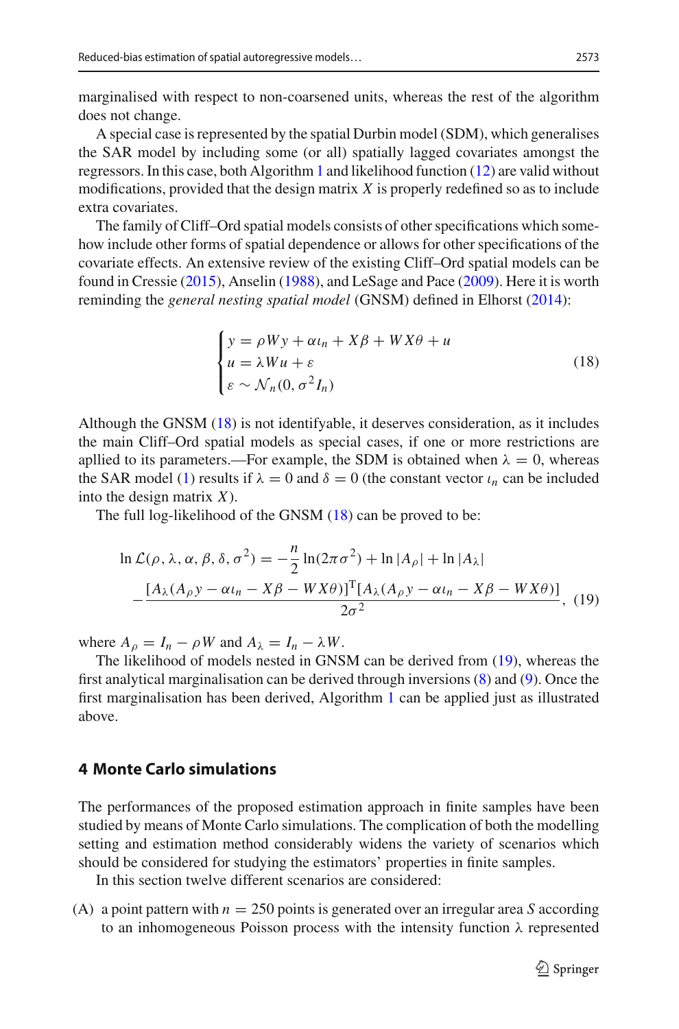marginalised with respect to non-coarsened units, whereas the rest of the algorithm does not change.

A special case is represented by the spatial Durbin model (SDM), which generalises the SAR model by including some (or all) spatially lagged covariates amongst the regressors. In this case, both Algorithm 1 and likelihood function (12) are valid without modifications, provided that the design matrix $X$ is properly redefined so as to include extra covariates.

The family of Cliff–Ord spatial models consists of other specifications which somehow include other forms of spatial dependence or allows for other specifications of the covariate effects. An extensive review of the existing Cliff–Ord spatial models can be found in Cressie (2015), Anselin (1988), and LeSage and Pace (2009). Here it is worth reminding the *general nesting spatial model* (GNSM) defined in Elhorst (2014):

$$
\begin{cases}
y = \rho W y + \alpha \iota_n + X\beta + WX\theta + u \\
u = \lambda W u + \varepsilon \\
\varepsilon \sim \mathcal{N}_n(0, \sigma^2 I_n)
\end{cases}
\tag{18}
$$

Although the GNSM (18) is not identifyable, it deserves consideration, as it includes the main Cliff–Ord spatial models as special cases, if one or more restrictions are apllied to its parameters.—For example, the SDM is obtained when $\lambda = 0$, whereas the SAR model (1) results if $\lambda = 0$ and $\delta = 0$ (the constant vector $\iota_n$ can be included into the design matrix $X$).

The full log-likelihood of the GNSM (18) can be proved to be:

$$
\begin{aligned}
\ln \mathcal{L}(\rho, \lambda, \alpha, \beta, \delta, \sigma^2) = & -\frac{n}{2}\ln(2\pi\sigma^2) + \ln|A_\rho| + \ln|A_\lambda| \\
& - \frac{[A_\lambda(A_\rho y - \alpha\iota_n - X\beta - WX\theta)]^{\mathrm{T}}[A_\lambda(A_\rho y - \alpha\iota_n - X\beta - WX\theta)]}{2\sigma^2},
\end{aligned}
\tag{19}
$$

where $A_\rho = I_n - \rho W$ and $A_\lambda = I_n - \lambda W$.

The likelihood of models nested in GNSM can be derived from (19), whereas the first analytical marginalisation can be derived through inversions (8) and (9). Once the first marginalisation has been derived, Algorithm 1 can be applied just as illustrated above.

## 4 Monte Carlo simulations

The performances of the proposed estimation approach in finite samples have been studied by means of Monte Carlo simulations. The complication of both the modelling setting and estimation method considerably widens the variety of scenarios which should be considered for studying the estimators' properties in finite samples.

In this section twelve different scenarios are considered:

(A) a point pattern with $n = 250$ points is generated over an irregular area $S$ according to an inhomogeneous Poisson process with the intensity function $\lambda$ represented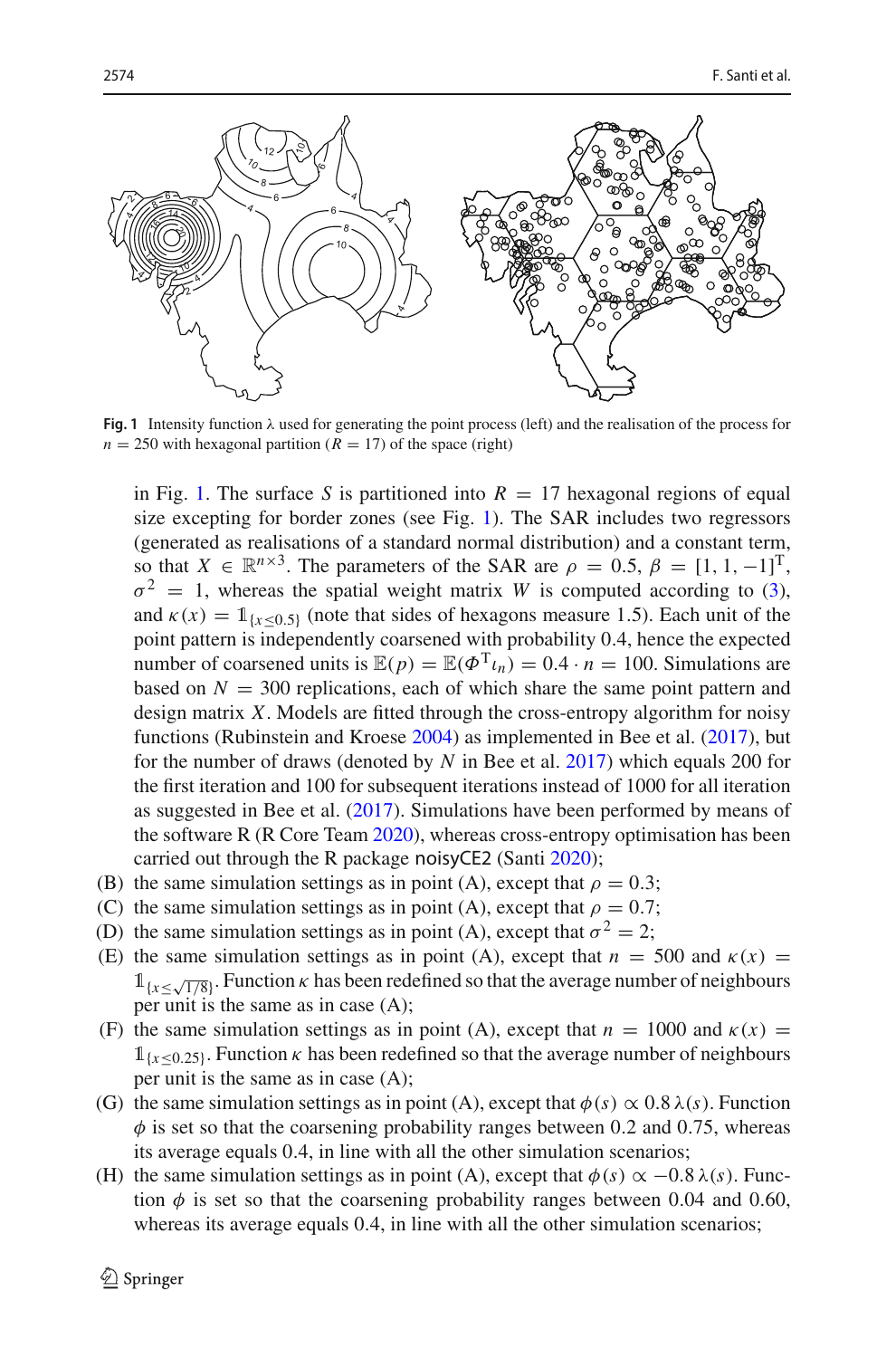Fig. 1 Intensity function $\lambda$ used for generating the point process (left) and the realisation of the process for $n = 250$ with hexagonal partition ($R = 17$) of the space (right)

in Fig. 1. The surface $S$ is partitioned into $R = 17$ hexagonal regions of equal size excepting for border zones (see Fig. 1). The SAR includes two regressors (generated as realisations of a standard normal distribution) and a constant term, so that $X \in \mathbb{R}^{n\times 3}$. The parameters of the SAR are $\rho = 0.5$, $\beta = [1, 1, -1]^{\mathrm{T}}$, $\sigma^2 = 1$, whereas the spatial weight matrix $W$ is computed according to (3), and $\kappa(x) = \mathbb{1}_{\{x\leq 0.5\}}$ (note that sides of hexagons measure 1.5). Each unit of the point pattern is independently coarsened with probability 0.4, hence the expected number of coarsened units is $\mathbb{E}(p) = \mathbb{E}(\Phi^{\mathrm{T}}\iota_n) = 0.4 \cdot n = 100$. Simulations are based on $N = 300$ replications, each of which share the same point pattern and design matrix $X$. Models are fitted through the cross-entropy algorithm for noisy functions (Rubinstein and Kroese 2004) as implemented in Bee et al. (2017), but for the number of draws (denoted by $N$ in Bee et al. 2017) which equals 200 for the first iteration and 100 for subsequent iterations instead of 1000 for all iteration as suggested in Bee et al. (2017). Simulations have been performed by means of the software R (R Core Team 2020), whereas cross-entropy optimisation has been carried out through the R package noisyCE2 (Santi 2020);

(B) the same simulation settings as in point (A), except that $\rho = 0.3$;
(C) the same simulation settings as in point (A), except that $\rho = 0.7$;
(D) the same simulation settings as in point (A), except that $\sigma^2 = 2$;
(E) the same simulation settings as in point (A), except that $n = 500$ and $\kappa(x) = \mathbb{1}_{\{x\leq\sqrt{1/8}\}}$. Function $\kappa$ has been redefined so that the average number of neighbours per unit is the same as in case (A);
(F) the same simulation settings as in point (A), except that $n = 1000$ and $\kappa(x) = \mathbb{1}_{\{x\leq 0.25\}}$. Function $\kappa$ has been redefined so that the average number of neighbours per unit is the same as in case (A);
(G) the same simulation settings as in point (A), except that $\phi(s) \propto 0.8\,\lambda(s)$. Function $\phi$ is set so that the coarsening probability ranges between 0.2 and 0.75, whereas its average equals 0.4, in line with all the other simulation scenarios;
(H) the same simulation settings as in point (A), except that $\phi(s) \propto -0.8\,\lambda(s)$. Function $\phi$ is set so that the coarsening probability ranges between 0.04 and 0.60, whereas its average equals 0.4, in line with all the other simulation scenarios;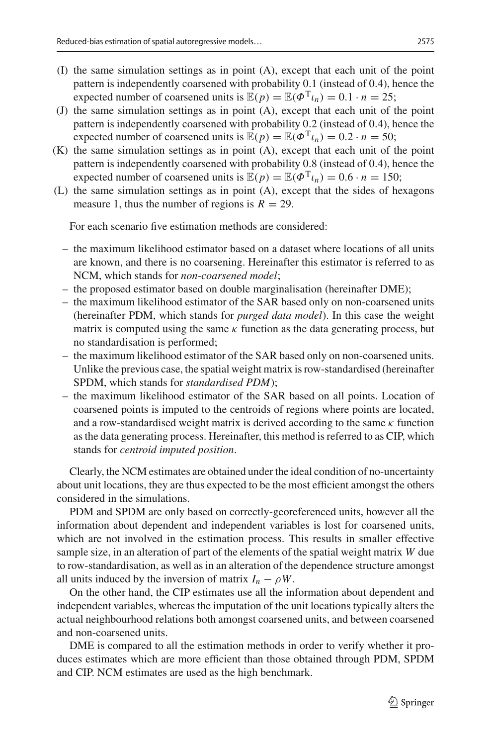(I) the same simulation settings as in point (A), except that each unit of the point pattern is independently coarsened with probability 0.1 (instead of 0.4), hence the expected number of coarsened units is $\mathbb{E}(p) = \mathbb{E}(\Phi^{\mathrm{T}}\iota_n) = 0.1 \cdot n = 25$;

(J) the same simulation settings as in point (A), except that each unit of the point pattern is independently coarsened with probability 0.2 (instead of 0.4), hence the expected number of coarsened units is $\mathbb{E}(p) = \mathbb{E}(\Phi^{\mathrm{T}}\iota_n) = 0.2 \cdot n = 50$;

(K) the same simulation settings as in point (A), except that each unit of the point pattern is independently coarsened with probability 0.8 (instead of 0.4), hence the expected number of coarsened units is $\mathbb{E}(p) = \mathbb{E}(\Phi^{\mathrm{T}}\iota_n) = 0.6 \cdot n = 150$;

(L) the same simulation settings as in point (A), except that the sides of hexagons measure 1, thus the number of regions is $R = 29$.

For each scenario five estimation methods are considered:

- the maximum likelihood estimator based on a dataset where locations of all units are known, and there is no coarsening. Hereinafter this estimator is referred to as NCM, which stands for *non-coarsened model*;
- the proposed estimator based on double marginalisation (hereinafter DME);
- the maximum likelihood estimator of the SAR based only on non-coarsened units (hereinafter PDM, which stands for *purged data model*). In this case the weight matrix is computed using the same $\kappa$ function as the data generating process, but no standardisation is performed;
- the maximum likelihood estimator of the SAR based only on non-coarsened units. Unlike the previous case, the spatial weight matrix is row-standardised (hereinafter SPDM, which stands for *standardised PDM*);
- the maximum likelihood estimator of the SAR based on all points. Location of coarsened points is imputed to the centroids of regions where points are located, and a row-standardised weight matrix is derived according to the same $\kappa$ function as the data generating process. Hereinafter, this method is referred to as CIP, which stands for *centroid imputed position*.

Clearly, the NCM estimates are obtained under the ideal condition of no-uncertainty about unit locations, they are thus expected to be the most efficient amongst the others considered in the simulations.

PDM and SPDM are only based on correctly-georeferenced units, however all the information about dependent and independent variables is lost for coarsened units, which are not involved in the estimation process. This results in smaller effective sample size, in an alteration of part of the elements of the spatial weight matrix $W$ due to row-standardisation, as well as in an alteration of the dependence structure amongst all units induced by the inversion of matrix $I_n - \rho W$.

On the other hand, the CIP estimates use all the information about dependent and independent variables, whereas the imputation of the unit locations typically alters the actual neighbourhood relations both amongst coarsened units, and between coarsened and non-coarsened units.

DME is compared to all the estimation methods in order to verify whether it produces estimates which are more efficient than those obtained through PDM, SPDM and CIP. NCM estimates are used as the high benchmark.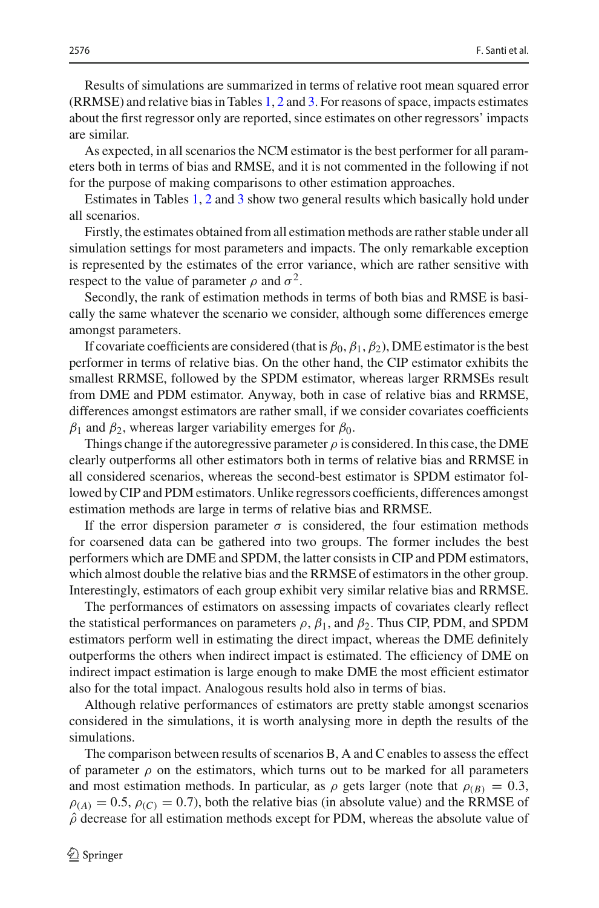Results of simulations are summarized in terms of relative root mean squared error (RRMSE) and relative bias in Tables 1, 2 and 3. For reasons of space, impacts estimates about the first regressor only are reported, since estimates on other regressors' impacts are similar.

As expected, in all scenarios the NCM estimator is the best performer for all parameters both in terms of bias and RMSE, and it is not commented in the following if not for the purpose of making comparisons to other estimation approaches.

Estimates in Tables 1, 2 and 3 show two general results which basically hold under all scenarios.

Firstly, the estimates obtained from all estimation methods are rather stable under all simulation settings for most parameters and impacts. The only remarkable exception is represented by the estimates of the error variance, which are rather sensitive with respect to the value of parameter $\rho$ and $\sigma^2$.

Secondly, the rank of estimation methods in terms of both bias and RMSE is basically the same whatever the scenario we consider, although some differences emerge amongst parameters.

If covariate coefficients are considered (that is $\beta_0, \beta_1, \beta_2$), DME estimator is the best performer in terms of relative bias. On the other hand, the CIP estimator exhibits the smallest RRMSE, followed by the SPDM estimator, whereas larger RRMSEs result from DME and PDM estimator. Anyway, both in case of relative bias and RRMSE, differences amongst estimators are rather small, if we consider covariates coefficients $\beta_1$ and $\beta_2$, whereas larger variability emerges for $\beta_0$.

Things change if the autoregressive parameter $\rho$ is considered. In this case, the DME clearly outperforms all other estimators both in terms of relative bias and RRMSE in all considered scenarios, whereas the second-best estimator is SPDM estimator followed by CIP and PDM estimators. Unlike regressors coefficients, differences amongst estimation methods are large in terms of relative bias and RRMSE.

If the error dispersion parameter $\sigma$ is considered, the four estimation methods for coarsened data can be gathered into two groups. The former includes the best performers which are DME and SPDM, the latter consists in CIP and PDM estimators, which almost double the relative bias and the RRMSE of estimators in the other group. Interestingly, estimators of each group exhibit very similar relative bias and RRMSE.

The performances of estimators on assessing impacts of covariates clearly reflect the statistical performances on parameters $\rho$, $\beta_1$, and $\beta_2$. Thus CIP, PDM, and SPDM estimators perform well in estimating the direct impact, whereas the DME definitely outperforms the others when indirect impact is estimated. The efficiency of DME on indirect impact estimation is large enough to make DME the most efficient estimator also for the total impact. Analogous results hold also in terms of bias.

Although relative performances of estimators are pretty stable amongst scenarios considered in the simulations, it is worth analysing more in depth the results of the simulations.

The comparison between results of scenarios B, A and C enables to assess the effect of parameter $\rho$ on the estimators, which turns out to be marked for all parameters and most estimation methods. In particular, as $\rho$ gets larger (note that $\rho_{(B)} = 0.3$, $\rho_{(A)} = 0.5$, $\rho_{(C)} = 0.7$), both the relative bias (in absolute value) and the RRMSE of $\hat{\rho}$ decrease for all estimation methods except for PDM, whereas the absolute value of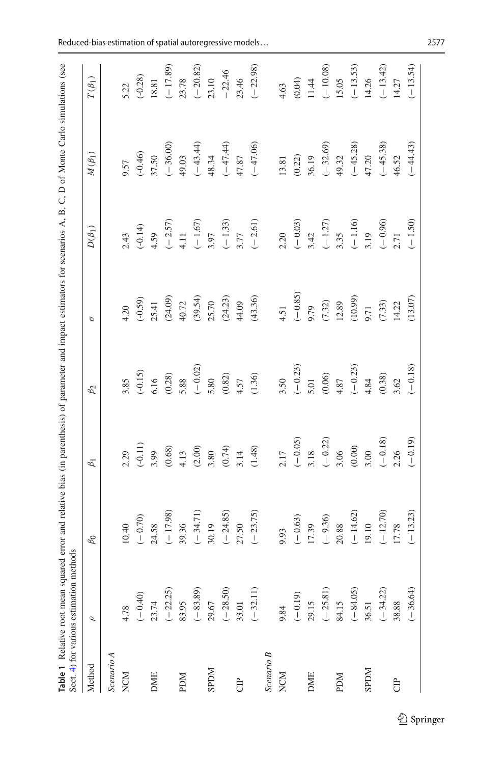**Table 1** Relative root mean squared error and relative bias (in parenthesis) of parameter and impact estimators for scenarios A, B, C, D of Monte Carlo simulations (see Sect. 4) for various estimation methods

| Method | $\rho$ | $\beta_0$ | $\beta_1$ | $\beta_2$ | $\sigma$ | $D(\beta_1)$ | $M(\beta_1)$ | $T(\beta_1)$ |
|---|---|---|---|---|---|---|---|---|
| *Scenario A* | | | | | | | | |
| NCM | 4.78 | 10.40 | 2.29 | 3.85 | 4.20 | 2.43 | 9.57 | 5.22 |
| | (−0.40) | (−0.70) | (-0.11) | (-0.15) | (-0.59) | (-0.14) | (-0.46) | (-0.28) |
| DME | 23.74 | 24.58 | 3.99 | 6.16 | 25.41 | 4.59 | 37.50 | 18.81 |
| | (−22.25) | (−17.98) | (0.68) | (0.28) | (24.09) | (−2.57) | (−36.00) | (−17.89) |
| PDM | 83.95 | 39.36 | 4.13 | 5.88 | 40.72 | 4.11 | 49.03 | 23.78 |
| | (−83.89) | (−34.71) | (2.00) | (−0.02) | (39.54) | (−1.67) | (−43.44) | (−20.82) |
| SPDM | 29.67 | 30.19 | 3.80 | 5.80 | 25.70 | 3.97 | 48.34 | 23.10 |
| | (−28.50) | (−24.85) | (0.74) | (0.82) | (24.23) | (−1.33) | (−47.44) | −22.46 |
| CIP | 33.01 | 27.50 | 3.14 | 4.57 | 44.09 | 3.77 | 47.87 | 23.46 |
| | (−32.11) | (−23.75) | (1.48) | (1.36) | (43.36) | (−2.61) | (−47.06) | (−22.98) |
| *Scenario B* | | | | | | | | |
| NCM | 9.84 | 9.93 | 2.17 | 3.50 | 4.51 | 2.20 | 13.81 | 4.63 |
| | (−0.19) | (−0.63) | (−0.05) | (−0.23) | (−0.85) | (−0.03) | (0.22) | (0.04) |
| DME | 29.15 | 17.39 | 3.18 | 5.01 | 9.79 | 3.42 | 36.19 | 11.44 |
| | (−25.81) | (−9.36) | (−0.22) | (0.06) | (7.32) | (−1.27) | (−32.69) | (−10.08) |
| PDM | 84.15 | 20.88 | 3.06 | 4.87 | 12.89 | 3.35 | 49.32 | 15.05 |
| | (−84.05) | (−14.62) | (0.00) | (−0.23) | (10.99) | (−1.16) | (−45.28) | (−13.53) |
| SPDM | 36.51 | 19.10 | 3.00 | 4.84 | 9.71 | 3.19 | 47.20 | 14.26 |
| | (−34.22) | (−12.70) | (−0.18) | (0.38) | (7.33) | (−0.96) | (−45.38) | (−13.42) |
| CIP | 38.88 | 17.78 | 2.26 | 3.62 | 14.22 | 2.71 | 46.52 | 14.27 |
| | (−36.64) | (−13.23) | (−0.19) | (−0.18) | (13.07) | (−1.50) | (−44.43) | (−13.54) |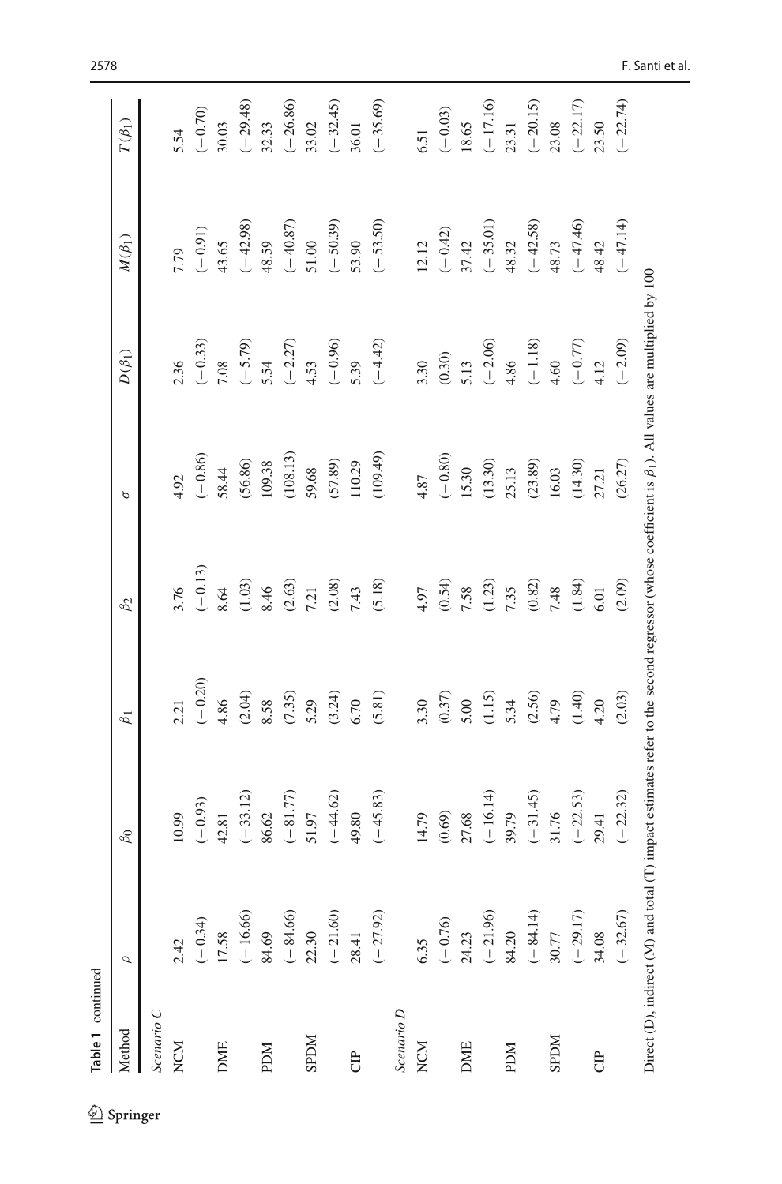**Table 1** continued

| Method | $\rho$ | $\beta_0$ | $\beta_1$ | $\beta_2$ | $\sigma$ | $D(\beta_1)$ | $M(\beta_1)$ | $T(\beta_1)$ |
|---|---|---|---|---|---|---|---|---|
| *Scenario C* | | | | | | | | |
| NCM | 2.42 | 10.99 | 2.21 | 3.76 | 4.92 | 2.36 | 7.79 | 5.54 |
| | (−0.34) | (−0.93) | (−0.20) | (−0.13) | (−0.86) | (−0.33) | (−0.91) | (−0.70) |
| DME | 17.58 | 42.81 | 4.86 | 8.64 | 58.44 | 7.08 | 43.65 | 30.03 |
| | (−16.66) | (−33.12) | (2.04) | (1.03) | (56.86) | (−5.79) | (−42.98) | (−29.48) |
| PDM | 84.69 | 86.62 | 8.58 | 8.46 | 109.38 | 5.54 | 48.59 | 32.33 |
| | (−84.66) | (−81.77) | (7.35) | (2.63) | (108.13) | (−2.27) | (−40.87) | (−26.86) |
| SPDM | 22.30 | 51.97 | 5.29 | 7.21 | 59.68 | 4.53 | 51.00 | 33.02 |
| | (−21.60) | (−44.62) | (3.24) | (2.08) | (57.89) | (−0.96) | (−50.39) | (−32.45) |
| CIP | 28.41 | 49.80 | 6.70 | 7.43 | 110.29 | 5.39 | 53.90 | 36.01 |
| | (−27.92) | (−45.83) | (5.81) | (5.18) | (109.49) | (−4.42) | (−53.50) | (−35.69) |
| *Scenario D* | | | | | | | | |
| NCM | 6.35 | 14.79 | 3.30 | 4.97 | 4.87 | 3.30 | 12.12 | 6.51 |
| | (−0.76) | (0.69) | (0.37) | (0.54) | (−0.80) | (0.30) | (−0.42) | (−0.03) |
| DME | 24.23 | 27.68 | 5.00 | 7.58 | 15.30 | 5.13 | 37.42 | 18.65 |
| | (−21.96) | (−16.14) | (1.15) | (1.23) | (13.30) | (−2.06) | (−35.01) | (−17.16) |
| PDM | 84.20 | 39.79 | 5.34 | 7.35 | 25.13 | 4.86 | 48.32 | 23.31 |
| | (−84.14) | (−31.45) | (2.56) | (0.82) | (23.89) | (−1.18) | (−42.58) | (−20.15) |
| SPDM | 30.77 | 31.76 | 4.79 | 7.48 | 16.03 | 4.60 | 48.73 | 23.08 |
| | (−29.17) | (−22.53) | (1.40) | (1.84) | (14.30) | (−0.77) | (−47.46) | (−22.17) |
| CIP | 34.08 | 29.41 | 4.20 | 6.01 | 27.21 | 4.12 | 48.42 | 23.50 |
| | (−32.67) | (−22.32) | (2.03) | (2.09) | (26.27) | (−2.09) | (−47.14) | (−22.74) |

Direct (D), indirect (M) and total (T) impact estimates refer to the second regressor (whose coefficient is $\beta_1$). All values are multiplied by 100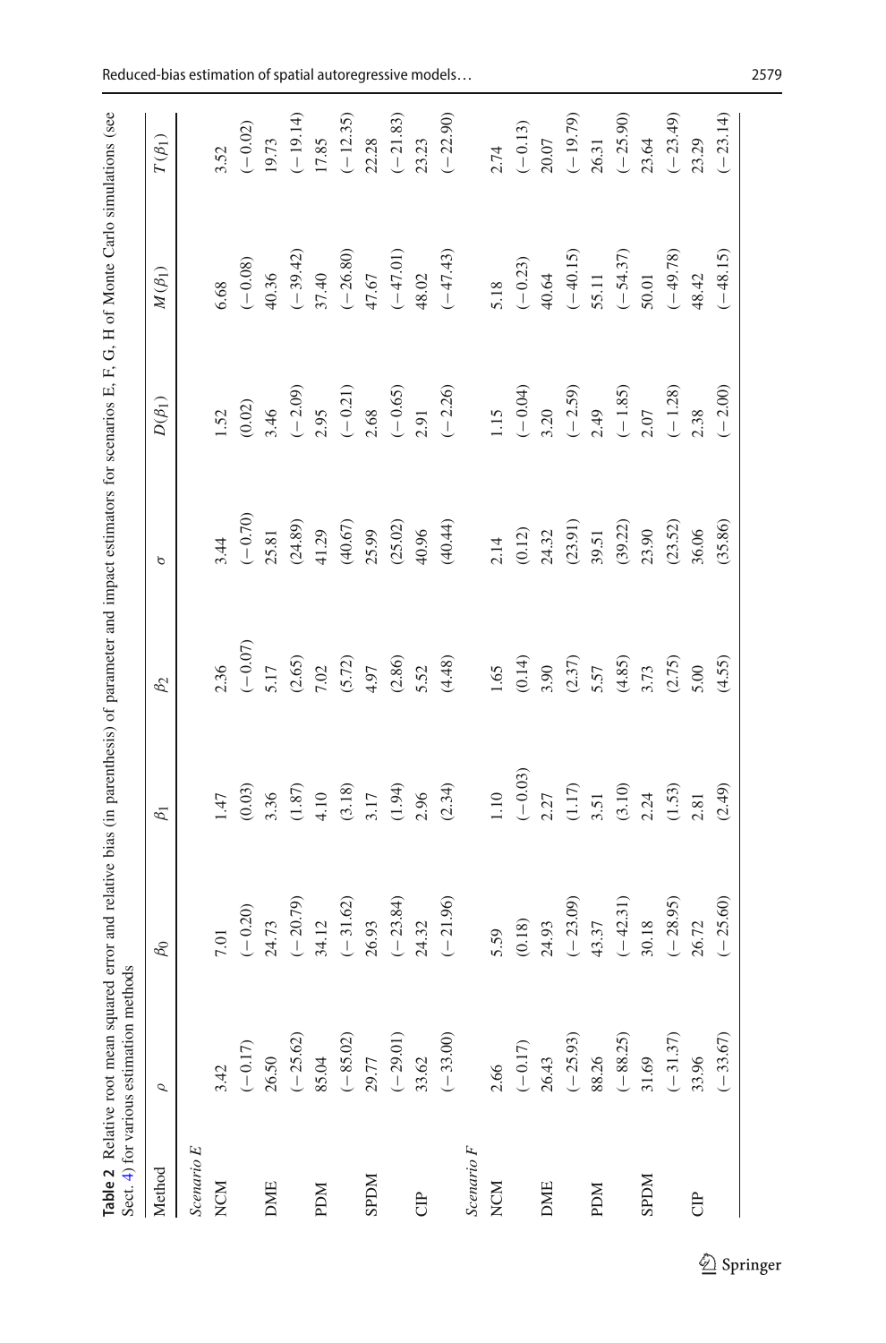**Table 2** Relative root mean squared error and relative bias (in parenthesis) of parameter and impact estimators for scenarios E, F, G, H of Monte Carlo simulations (see Sect. 4) for various estimation methods

| Method | $\rho$ | $\beta_0$ | $\beta_1$ | $\beta_2$ | $\sigma$ | $D(\beta_1)$ | $M(\beta_1)$ | $T(\beta_1)$ |
|---|---|---|---|---|---|---|---|---|
| *Scenario E* | | | | | | | | |
| NCM | 3.42 | 7.01 | 1.47 | 2.36 | 3.44 | 1.52 | 6.68 | 3.52 |
| | (− 0.17) | (− 0.20) | (0.03) | (− 0.07) | (− 0.70) | (0.02) | (− 0.08) | (− 0.02) |
| DME | 26.50 | 24.73 | 3.36 | 5.17 | 25.81 | 3.46 | 40.36 | 19.73 |
| | (− 25.62) | (− 20.79) | (1.87) | (2.65) | (24.89) | (− 2.09) | (− 39.42) | (− 19.14) |
| PDM | 85.04 | 34.12 | 4.10 | 7.02 | 41.29 | 2.95 | 37.40 | 17.85 |
| | (− 85.02) | (− 31.62) | (3.18) | (5.72) | (40.67) | (− 0.21) | (− 26.80) | (− 12.35) |
| SPDM | 29.77 | 26.93 | 3.17 | 4.97 | 25.99 | 2.68 | 47.67 | 22.28 |
| | (− 29.01) | (− 23.84) | (1.94) | (2.86) | (25.02) | (− 0.65) | (− 47.01) | (− 21.83) |
| CIP | 33.62 | 24.32 | 2.96 | 5.52 | 40.96 | 2.91 | 48.02 | 23.23 |
| | (− 33.00) | (− 21.96) | (2.34) | (4.48) | (40.44) | (− 2.26) | (− 47.43) | (− 22.90) |
| *Scenario F* | | | | | | | | |
| NCM | 2.66 | 5.59 | 1.10 | 1.65 | 2.14 | 1.15 | 5.18 | 2.74 |
| | (− 0.17) | (0.18) | (− 0.03) | (0.14) | (0.12) | (− 0.04) | (− 0.23) | (− 0.13) |
| DME | 26.43 | 24.93 | 2.27 | 3.90 | 24.32 | 3.20 | 40.64 | 20.07 |
| | (− 25.93) | (− 23.09) | (1.17) | (2.37) | (23.91) | (− 2.59) | (− 40.15) | (− 19.79) |
| PDM | 88.26 | 43.37 | 3.51 | 5.57 | 39.51 | 2.49 | 55.11 | 26.31 |
| | (− 88.25) | (− 42.31) | (3.10) | (4.85) | (39.22) | (− 1.85) | (− 54.37) | (− 25.90) |
| SPDM | 31.69 | 30.18 | 2.24 | 3.73 | 23.90 | 2.07 | 50.01 | 23.64 |
| | (− 31.37) | (− 28.95) | (1.53) | (2.75) | (23.52) | (− 1.28) | (− 49.78) | (− 23.49) |
| CIP | 33.96 | 26.72 | 2.81 | 5.00 | 36.06 | 2.38 | 48.42 | 23.29 |
| | (− 33.67) | (− 25.60) | (2.49) | (4.55) | (35.86) | (− 2.00) | (− 48.15) | (− 23.14) |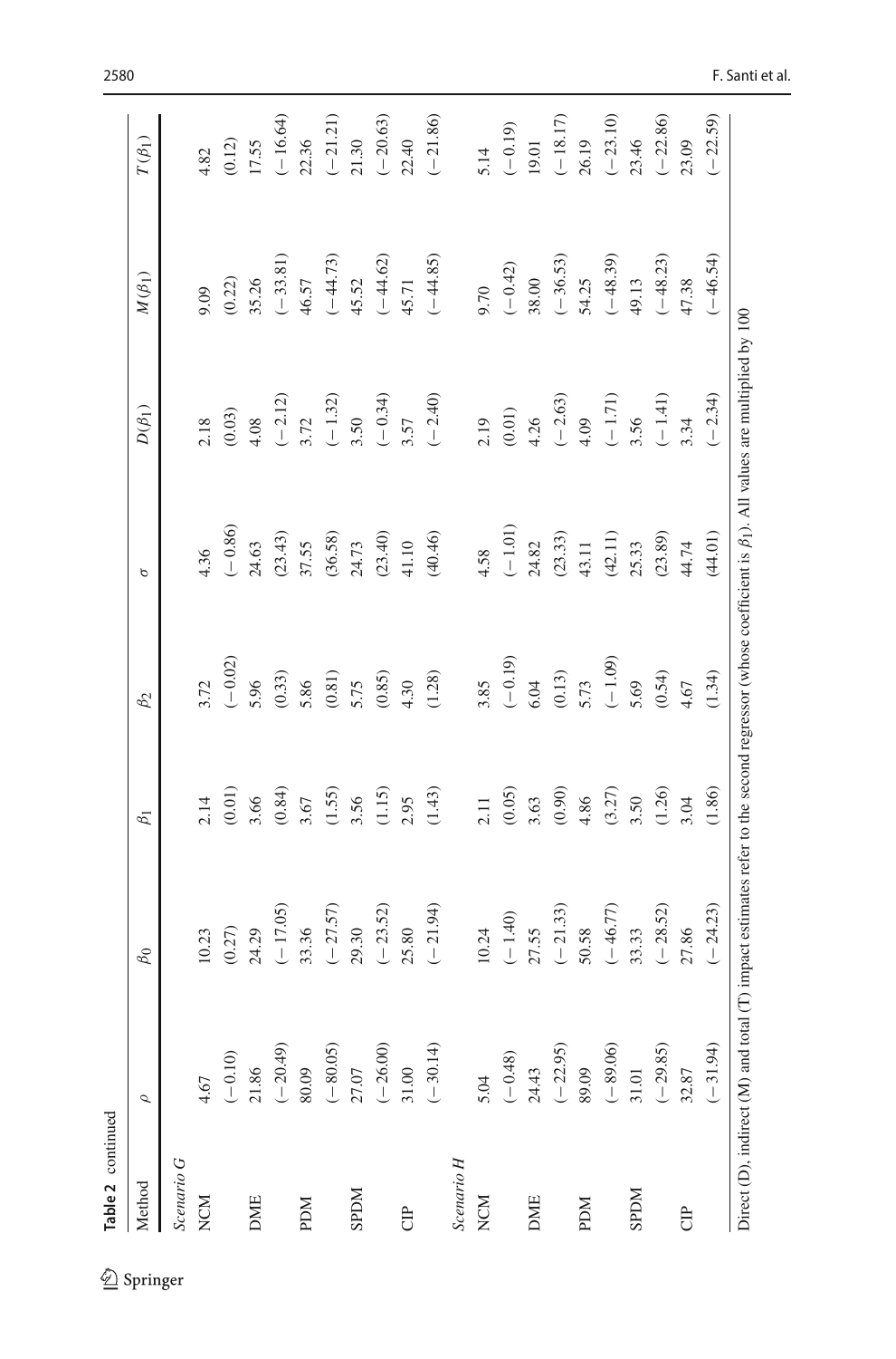**Table 2** continued

| Method | $\rho$ | $\beta_0$ | $\beta_1$ | $\beta_2$ | $\sigma$ | $D(\beta_1)$ | $M(\beta_1)$ | $T(\beta_1)$ |
|---|---|---|---|---|---|---|---|---|
| *Scenario G* | | | | | | | | |
| NCM | 4.67 | 10.23 | 2.14 | 3.72 | 4.36 | 2.18 | 9.09 | 4.82 |
| | (−0.10) | (0.27) | (0.01) | (−0.02) | (−0.86) | (0.03) | (0.22) | (0.12) |
| DME | 21.86 | 24.29 | 3.66 | 5.96 | 24.63 | 4.08 | 35.26 | 17.55 |
| | (−20.49) | (−17.05) | (0.84) | (0.33) | (23.43) | (−2.12) | (−33.81) | (−16.64) |
| PDM | 80.09 | 33.36 | 3.67 | 5.86 | 37.55 | 3.72 | 46.57 | 22.36 |
| | (−80.05) | (−27.57) | (1.55) | (0.81) | (36.58) | (−1.32) | (−44.73) | (−21.21) |
| SPDM | 27.07 | 29.30 | 3.56 | 5.75 | 24.73 | 3.50 | 45.52 | 21.30 |
| | (−26.00) | (−23.52) | (1.15) | (0.85) | (23.40) | (−0.34) | (−44.62) | (−20.63) |
| CIP | 31.00 | 25.80 | 2.95 | 4.30 | 41.10 | 3.57 | 45.71 | 22.40 |
| | (−30.14) | (−21.94) | (1.43) | (1.28) | (40.46) | (−2.40) | (−44.85) | (−21.86) |
| *Scenario H* | | | | | | | | |
| NCM | 5.04 | 10.24 | 2.11 | 3.85 | 4.58 | 2.19 | 9.70 | 5.14 |
| | (−0.48) | (−1.40) | (0.05) | (−0.19) | (−1.01) | (0.01) | (−0.42) | (−0.19) |
| DME | 24.43 | 27.55 | 3.63 | 6.04 | 24.82 | 4.26 | 38.00 | 19.01 |
| | (−22.95) | (−21.33) | (0.90) | (0.13) | (23.33) | (−2.63) | (−36.53) | (−18.17) |
| PDM | 89.09 | 50.58 | 4.86 | 5.73 | 43.11 | 4.09 | 54.25 | 26.19 |
| | (−89.06) | (−46.77) | (3.27) | (−1.09) | (42.11) | (−1.71) | (−48.39) | (−23.10) |
| SPDM | 31.01 | 33.33 | 3.50 | 5.69 | 25.33 | 3.56 | 49.13 | 23.46 |
| | (−29.85) | (−28.52) | (1.26) | (0.54) | (23.89) | (−1.41) | (−48.23) | (−22.86) |
| CIP | 32.87 | 27.86 | 3.04 | 4.67 | 44.74 | 3.34 | 47.38 | 23.09 |
| | (−31.94) | (−24.23) | (1.86) | (1.34) | (44.01) | (−2.34) | (−46.54) | (−22.59) |

Direct (D), indirect (M) and total (T) impact estimates refer to the second regressor (whose coefficient is $\beta_1$). All values are multiplied by 100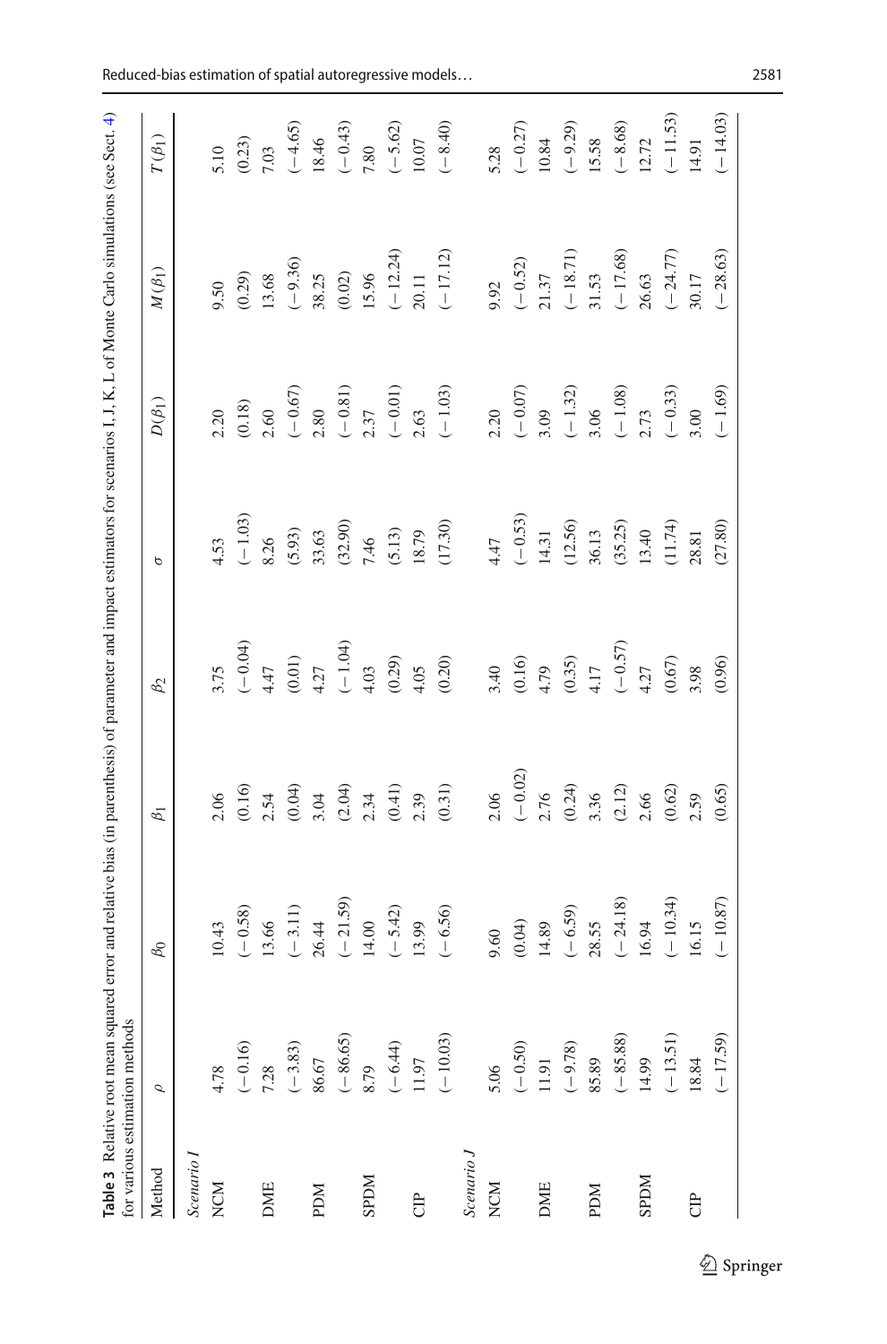**Table 3** Relative root mean squared error and relative bias (in parenthesis) of parameter and impact estimators for scenarios I, J, K, L of Monte Carlo simulations (see Sect. 4) for various estimation methods

| Method | $\rho$ | $\beta_0$ | $\beta_1$ | $\beta_2$ | $\sigma$ | $D(\beta_1)$ | $M(\beta_1)$ | $T(\beta_1)$ |
|---|---|---|---|---|---|---|---|---|
| *Scenario I* | | | | | | | | |
| NCM | 4.78 | 10.43 | 2.06 | 3.75 | 4.53 | 2.20 | 9.50 | 5.10 |
| | (−0.16) | (−0.58) | (0.16) | (−0.04) | (−1.03) | (0.18) | (0.29) | (0.23) |
| DME | 7.28 | 13.66 | 2.54 | 4.47 | 8.26 | 2.60 | 13.68 | 7.03 |
| | (−3.83) | (−3.11) | (0.04) | (0.01) | (5.93) | (−0.67) | (−9.36) | (−4.65) |
| PDM | 86.67 | 26.44 | 3.04 | 4.27 | 33.63 | 2.80 | 38.25 | 18.46 |
| | (−86.65) | (−21.59) | (2.04) | (−1.04) | (32.90) | (−0.81) | (0.02) | (−0.43) |
| SPDM | 8.79 | 14.00 | 2.34 | 4.03 | 7.46 | 2.37 | 15.96 | 7.80 |
| | (−6.44) | (−5.42) | (0.41) | (0.29) | (5.13) | (−0.01) | (−12.24) | (−5.62) |
| CIP | 11.97 | 13.99 | 2.39 | 4.05 | 18.79 | 2.63 | 20.11 | 10.07 |
| | (−10.03) | (−6.56) | (0.31) | (0.20) | (17.30) | (−1.03) | (−17.12) | (−8.40) |
| *Scenario J* | | | | | | | | |
| NCM | 5.06 | 9.60 | 2.06 | 3.40 | 4.47 | 2.20 | 9.92 | 5.28 |
| | (−0.50) | (0.04) | (−0.02) | (0.16) | (−0.53) | (−0.07) | (−0.52) | (−0.27) |
| DME | 11.91 | 14.89 | 2.76 | 4.79 | 14.31 | 3.09 | 21.37 | 10.84 |
| | (−9.78) | (−6.59) | (0.24) | (0.35) | (12.56) | (−1.32) | (−18.71) | (−9.29) |
| PDM | 85.89 | 28.55 | 3.36 | 4.17 | 36.13 | 3.06 | 31.53 | 15.58 |
| | (−85.88) | (−24.18) | (2.12) | (−0.57) | (35.25) | (−1.08) | (−17.68) | (−8.68) |
| SPDM | 14.99 | 16.94 | 2.66 | 4.27 | 13.40 | 2.73 | 26.63 | 12.72 |
| | (−13.51) | (−10.34) | (0.62) | (0.67) | (11.74) | (−0.33) | (−24.77) | (−11.53) |
| CIP | 18.84 | 16.15 | 2.59 | 3.98 | 28.81 | 3.00 | 30.17 | 14.91 |
| | (−17.59) | (−10.87) | (0.65) | (0.96) | (27.80) | (−1.69) | (−28.63) | (−14.03) |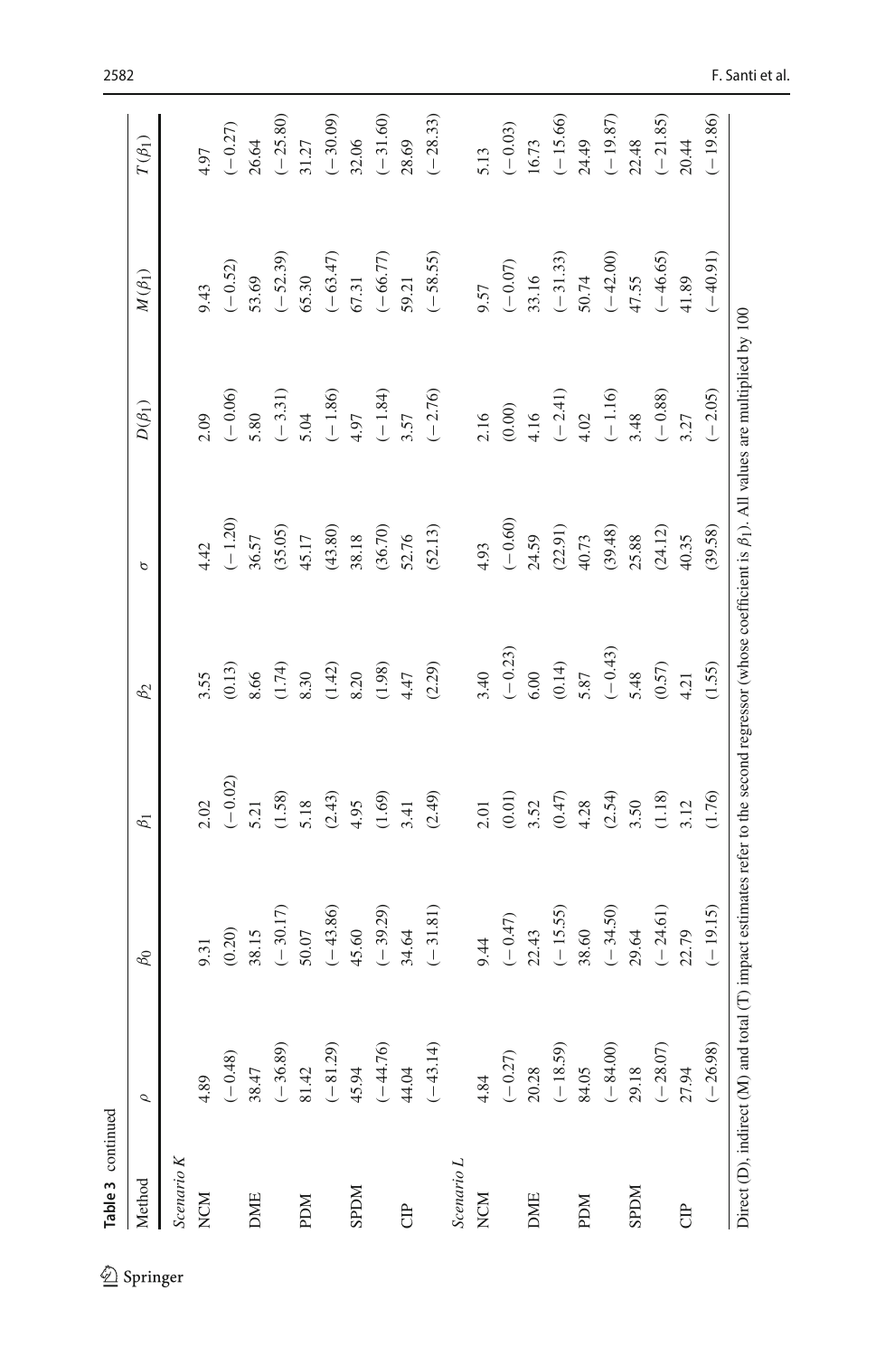**Table 3** continued

| Method | $\rho$ | $\beta_0$ | $\beta_1$ | $\beta_2$ | $\sigma$ | $D(\beta_1)$ | $M(\beta_1)$ | $T(\beta_1)$ |
|---|---|---|---|---|---|---|---|---|
| *Scenario K* | | | | | | | | |
| NCM | 4.89 | 9.31 | 2.02 | 3.55 | 4.42 | 2.09 | 9.43 | 4.97 |
| | (− 0.48) | (0.20) | (− 0.02) | (0.13) | (− 1.20) | (− 0.06) | (− 0.52) | (− 0.27) |
| DME | 38.47 | 38.15 | 5.21 | 8.66 | 36.57 | 5.80 | 53.69 | 26.64 |
| | (− 36.89) | (− 30.17) | (1.58) | (1.74) | (35.05) | (− 3.31) | (− 52.39) | (− 25.80) |
| PDM | 81.42 | 50.07 | 5.18 | 8.30 | 45.17 | 5.04 | 65.30 | 31.27 |
| | (− 81.29) | (− 43.86) | (2.43) | (1.42) | (43.80) | (− 1.86) | (− 63.47) | (− 30.09) |
| SPDM | 45.94 | 45.60 | 4.95 | 8.20 | 38.18 | 4.97 | 67.31 | 32.06 |
| | (− 44.76) | (− 39.29) | (1.69) | (1.98) | (36.70) | (− 1.84) | (− 66.77) | (− 31.60) |
| CIP | 44.04 | 34.64 | 3.41 | 4.47 | 52.76 | 3.57 | 59.21 | 28.69 |
| | (− 43.14) | (− 31.81) | (2.49) | (2.29) | (52.13) | (− 2.76) | (− 58.55) | (− 28.33) |
| *Scenario L* | | | | | | | | |
| NCM | 4.84 | 9.44 | 2.01 | 3.40 | 4.93 | 2.16 | 9.57 | 5.13 |
| | (− 0.27) | (− 0.47) | (0.01) | (− 0.23) | (− 0.60) | (0.00) | (− 0.07) | (− 0.03) |
| DME | 20.28 | 22.43 | 3.52 | 6.00 | 24.59 | 4.16 | 33.16 | 16.73 |
| | (− 18.59) | (− 15.55) | (0.47) | (0.14) | (22.91) | (− 2.41) | (− 31.33) | (− 15.66) |
| PDM | 84.05 | 38.60 | 4.28 | 5.87 | 40.73 | 4.02 | 50.74 | 24.49 |
| | (− 84.00) | (− 34.50) | (2.54) | (− 0.43) | (39.48) | (− 1.16) | (− 42.00) | (− 19.87) |
| SPDM | 29.18 | 29.64 | 3.50 | 5.48 | 25.88 | 3.48 | 47.55 | 22.48 |
| | (− 28.07) | (− 24.61) | (1.18) | (0.57) | (24.12) | (− 0.88) | (− 46.65) | (− 21.85) |
| CIP | 27.94 | 22.79 | 3.12 | 4.21 | 40.35 | 3.27 | 41.89 | 20.44 |
| | (− 26.98) | (− 19.15) | (1.76) | (1.55) | (39.58) | (− 2.05) | (− 40.91) | (− 19.86) |

Direct (D), indirect (M) and total (T) impact estimates refer to the second regressor (whose coefficient is $\beta_1$). All values are multiplied by 100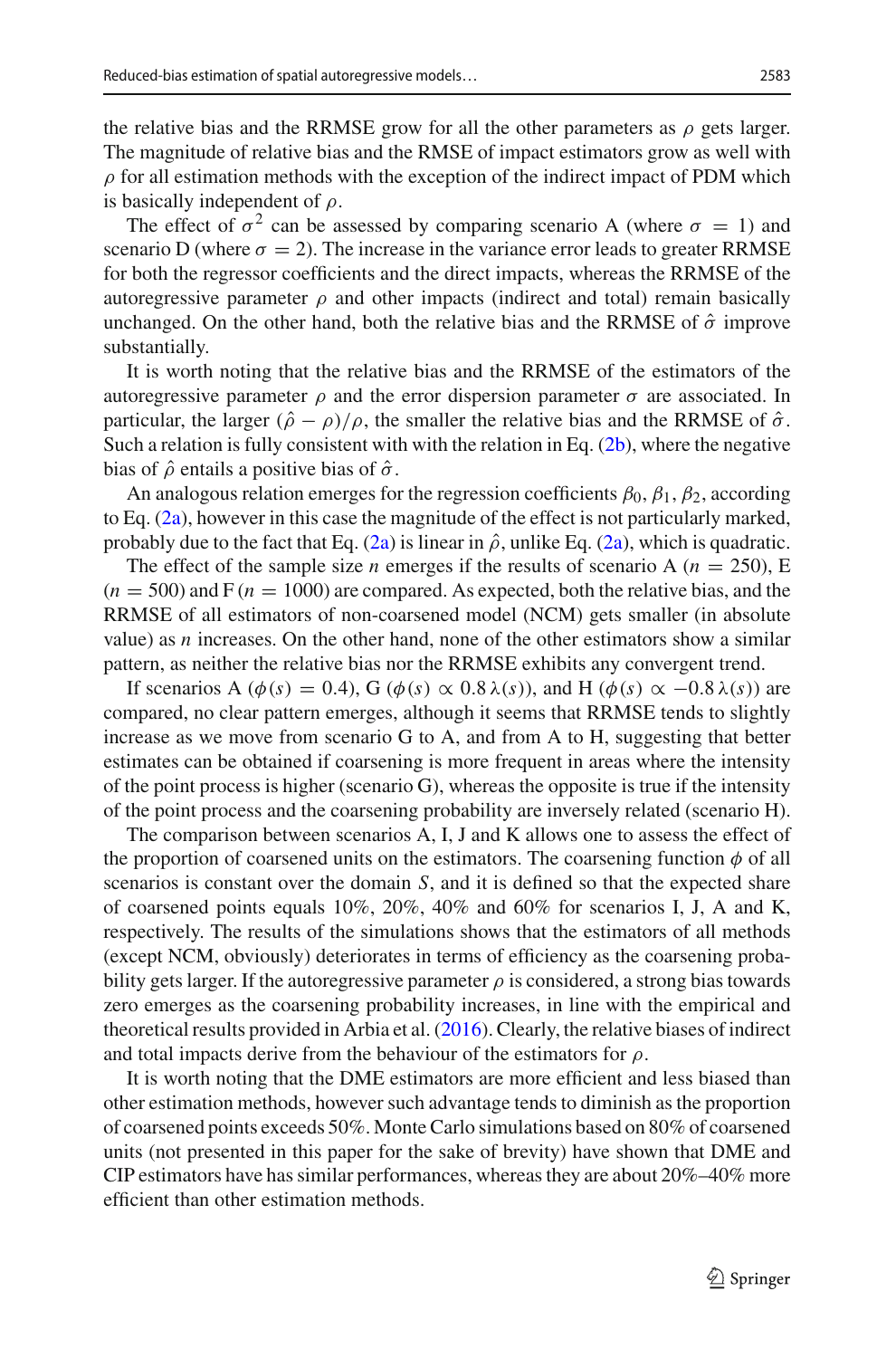the relative bias and the RRMSE grow for all the other parameters as $\rho$ gets larger. The magnitude of relative bias and the RMSE of impact estimators grow as well with $\rho$ for all estimation methods with the exception of the indirect impact of PDM which is basically independent of $\rho$.

The effect of $\sigma^2$ can be assessed by comparing scenario A (where $\sigma = 1$) and scenario D (where $\sigma = 2$). The increase in the variance error leads to greater RRMSE for both the regressor coefficients and the direct impacts, whereas the RRMSE of the autoregressive parameter $\rho$ and other impacts (indirect and total) remain basically unchanged. On the other hand, both the relative bias and the RRMSE of $\hat{\sigma}$ improve substantially.

It is worth noting that the relative bias and the RRMSE of the estimators of the autoregressive parameter $\rho$ and the error dispersion parameter $\sigma$ are associated. In particular, the larger $(\hat{\rho} - \rho)/\rho$, the smaller the relative bias and the RRMSE of $\hat{\sigma}$. Such a relation is fully consistent with with the relation in Eq. (2b), where the negative bias of $\hat{\rho}$ entails a positive bias of $\hat{\sigma}$.

An analogous relation emerges for the regression coefficients $\beta_0, \beta_1, \beta_2$, according to Eq. (2a), however in this case the magnitude of the effect is not particularly marked, probably due to the fact that Eq. (2a) is linear in $\hat{\rho}$, unlike Eq. (2a), which is quadratic.

The effect of the sample size $n$ emerges if the results of scenario A ($n = 250$), E ($n = 500$) and F ($n = 1000$) are compared. As expected, both the relative bias, and the RRMSE of all estimators of non-coarsened model (NCM) gets smaller (in absolute value) as $n$ increases. On the other hand, none of the other estimators show a similar pattern, as neither the relative bias nor the RRMSE exhibits any convergent trend.

If scenarios A ($\phi(s) = 0.4$), G ($\phi(s) \propto 0.8\,\lambda(s)$), and H ($\phi(s) \propto -0.8\,\lambda(s)$) are compared, no clear pattern emerges, although it seems that RRMSE tends to slightly increase as we move from scenario G to A, and from A to H, suggesting that better estimates can be obtained if coarsening is more frequent in areas where the intensity of the point process is higher (scenario G), whereas the opposite is true if the intensity of the point process and the coarsening probability are inversely related (scenario H).

The comparison between scenarios A, I, J and K allows one to assess the effect of the proportion of coarsened units on the estimators. The coarsening function $\phi$ of all scenarios is constant over the domain $S$, and it is defined so that the expected share of coarsened points equals 10%, 20%, 40% and 60% for scenarios I, J, A and K, respectively. The results of the simulations shows that the estimators of all methods (except NCM, obviously) deteriorates in terms of efficiency as the coarsening probability gets larger. If the autoregressive parameter $\rho$ is considered, a strong bias towards zero emerges as the coarsening probability increases, in line with the empirical and theoretical results provided in Arbia et al. (2016). Clearly, the relative biases of indirect and total impacts derive from the behaviour of the estimators for $\rho$.

It is worth noting that the DME estimators are more efficient and less biased than other estimation methods, however such advantage tends to diminish as the proportion of coarsened points exceeds 50%. Monte Carlo simulations based on 80% of coarsened units (not presented in this paper for the sake of brevity) have shown that DME and CIP estimators have has similar performances, whereas they are about 20%–40% more efficient than other estimation methods.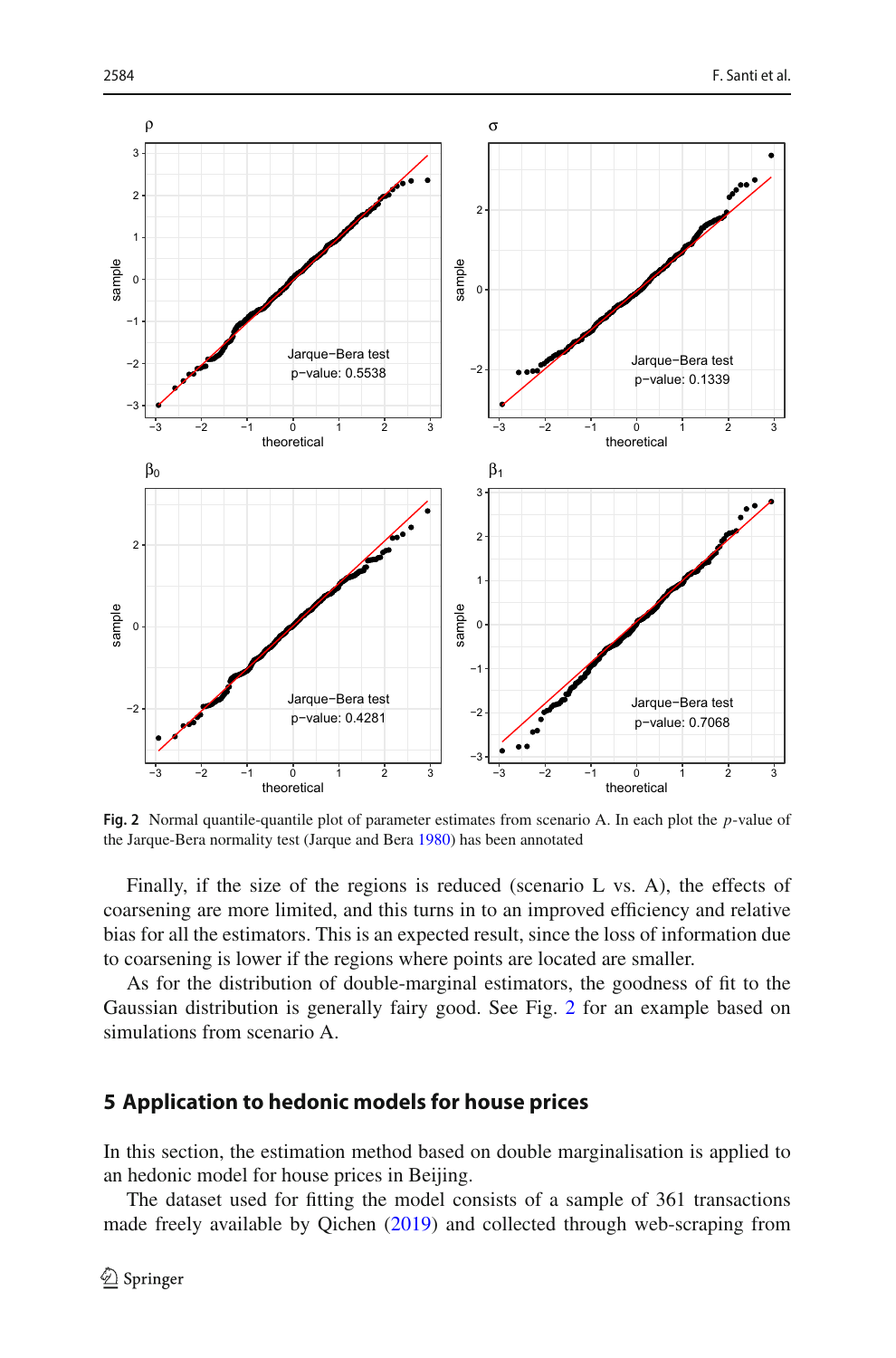**Fig. 2** Normal quantile-quantile plot of parameter estimates from scenario A. In each plot the $p$-value of the Jarque-Bera normality test (Jarque and Bera 1980) has been annotated

Finally, if the size of the regions is reduced (scenario L vs. A), the effects of coarsening are more limited, and this turns in to an improved efficiency and relative bias for all the estimators. This is an expected result, since the loss of information due to coarsening is lower if the regions where points are located are smaller.

As for the distribution of double-marginal estimators, the goodness of fit to the Gaussian distribution is generally fairy good. See Fig. 2 for an example based on simulations from scenario A.

## 5 Application to hedonic models for house prices

In this section, the estimation method based on double marginalisation is applied to an hedonic model for house prices in Beijing.

The dataset used for fitting the model consists of a sample of 361 transactions made freely available by Qichen (2019) and collected through web-scraping from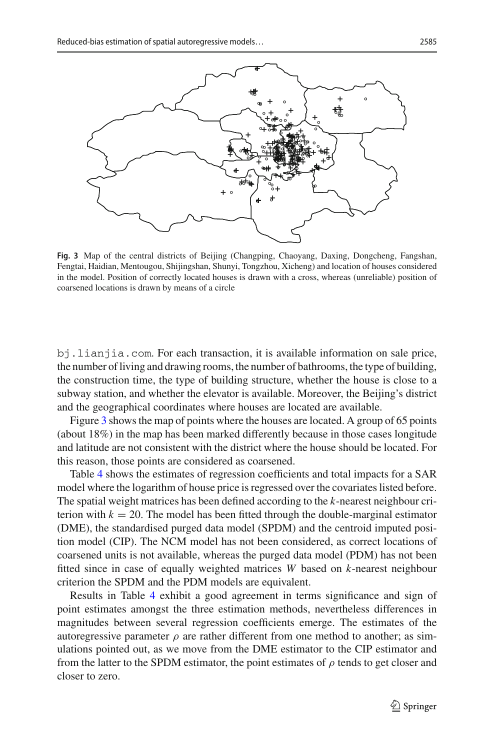Fig. 3 Map of the central districts of Beijing (Changping, Chaoyang, Daxing, Dongcheng, Fangshan, Fengtai, Haidian, Mentougou, Shijingshan, Shunyi, Tongzhou, Xicheng) and location of houses considered in the model. Position of correctly located houses is drawn with a cross, whereas (unreliable) position of coarsened locations is drawn by means of a circle

`bj.lianjia.com`. For each transaction, it is available information on sale price, the number of living and drawing rooms, the number of bathrooms, the type of building, the construction time, the type of building structure, whether the house is close to a subway station, and whether the elevator is available. Moreover, the Beijing's district and the geographical coordinates where houses are located are available.

Figure 3 shows the map of points where the houses are located. A group of 65 points (about 18%) in the map has been marked differently because in those cases longitude and latitude are not consistent with the district where the house should be located. For this reason, those points are considered as coarsened.

Table 4 shows the estimates of regression coefficients and total impacts for a SAR model where the logarithm of house price is regressed over the covariates listed before. The spatial weight matrices has been defined according to the $k$-nearest neighbour criterion with $k = 20$. The model has been fitted through the double-marginal estimator (DME), the standardised purged data model (SPDM) and the centroid imputed position model (CIP). The NCM model has not been considered, as correct locations of coarsened units is not available, whereas the purged data model (PDM) has not been fitted since in case of equally weighted matrices $W$ based on $k$-nearest neighbour criterion the SPDM and the PDM models are equivalent.

Results in Table 4 exhibit a good agreement in terms significance and sign of point estimates amongst the three estimation methods, nevertheless differences in magnitudes between several regression coefficients emerge. The estimates of the autoregressive parameter $\rho$ are rather different from one method to another; as simulations pointed out, as we move from the DME estimator to the CIP estimator and from the latter to the SPDM estimator, the point estimates of $\rho$ tends to get closer and closer to zero.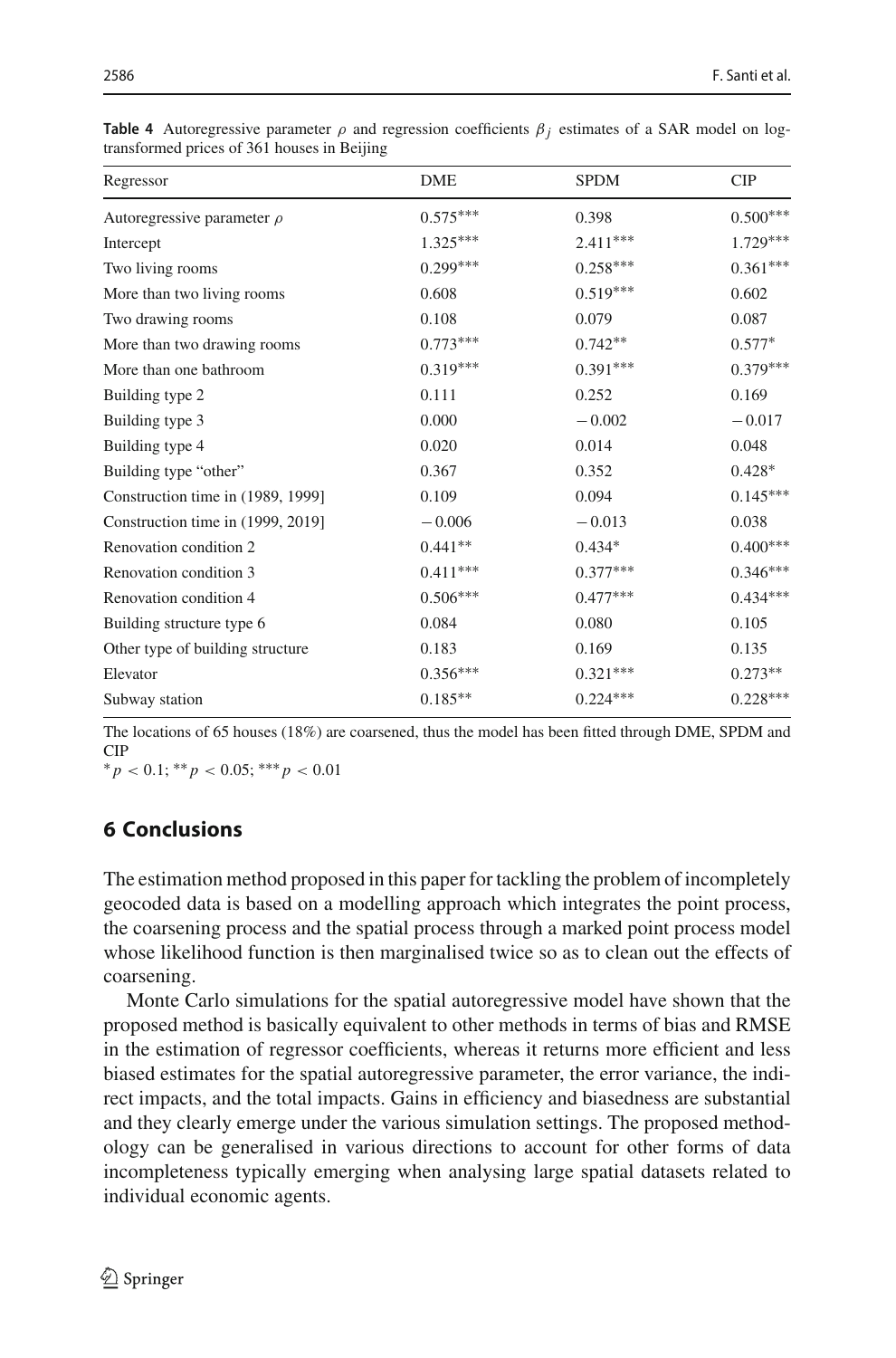**Table 4** Autoregressive parameter $\rho$ and regression coefficients $\beta_j$ estimates of a SAR model on log-transformed prices of 361 houses in Beijing

| Regressor | DME | SPDM | CIP |
|---|---|---|---|
| Autoregressive parameter $\rho$ | $0.575^{***}$ | 0.398 | $0.500^{***}$ |
| Intercept | $1.325^{***}$ | $2.411^{***}$ | $1.729^{***}$ |
| Two living rooms | $0.299^{***}$ | $0.258^{***}$ | $0.361^{***}$ |
| More than two living rooms | 0.608 | $0.519^{***}$ | 0.602 |
| Two drawing rooms | 0.108 | 0.079 | 0.087 |
| More than two drawing rooms | $0.773^{***}$ | $0.742^{**}$ | $0.577^{*}$ |
| More than one bathroom | $0.319^{***}$ | $0.391^{***}$ | $0.379^{***}$ |
| Building type 2 | 0.111 | 0.252 | 0.169 |
| Building type 3 | 0.000 | −0.002 | −0.017 |
| Building type 4 | 0.020 | 0.014 | 0.048 |
| Building type "other" | 0.367 | 0.352 | $0.428^{*}$ |
| Construction time in (1989, 1999] | 0.109 | 0.094 | $0.145^{***}$ |
| Construction time in (1999, 2019] | −0.006 | −0.013 | 0.038 |
| Renovation condition 2 | $0.441^{**}$ | $0.434^{*}$ | $0.400^{***}$ |
| Renovation condition 3 | $0.411^{***}$ | $0.377^{***}$ | $0.346^{***}$ |
| Renovation condition 4 | $0.506^{***}$ | $0.477^{***}$ | $0.434^{***}$ |
| Building structure type 6 | 0.084 | 0.080 | 0.105 |
| Other type of building structure | 0.183 | 0.169 | 0.135 |
| Elevator | $0.356^{***}$ | $0.321^{***}$ | $0.273^{**}$ |
| Subway station | $0.185^{**}$ | $0.224^{***}$ | $0.228^{***}$ |

The locations of 65 houses (18%) are coarsened, thus the model has been fitted through DME, SPDM and CIP

$^{*}p < 0.1$; $^{**}p < 0.05$; $^{***}p < 0.01$

## 6 Conclusions

The estimation method proposed in this paper for tackling the problem of incompletely geocoded data is based on a modelling approach which integrates the point process, the coarsening process and the spatial process through a marked point process model whose likelihood function is then marginalised twice so as to clean out the effects of coarsening.

Monte Carlo simulations for the spatial autoregressive model have shown that the proposed method is basically equivalent to other methods in terms of bias and RMSE in the estimation of regressor coefficients, whereas it returns more efficient and less biased estimates for the spatial autoregressive parameter, the error variance, the indirect impacts, and the total impacts. Gains in efficiency and biasedness are substantial and they clearly emerge under the various simulation settings. The proposed methodology can be generalised in various directions to account for other forms of data incompleteness typically emerging when analysing large spatial datasets related to individual economic agents.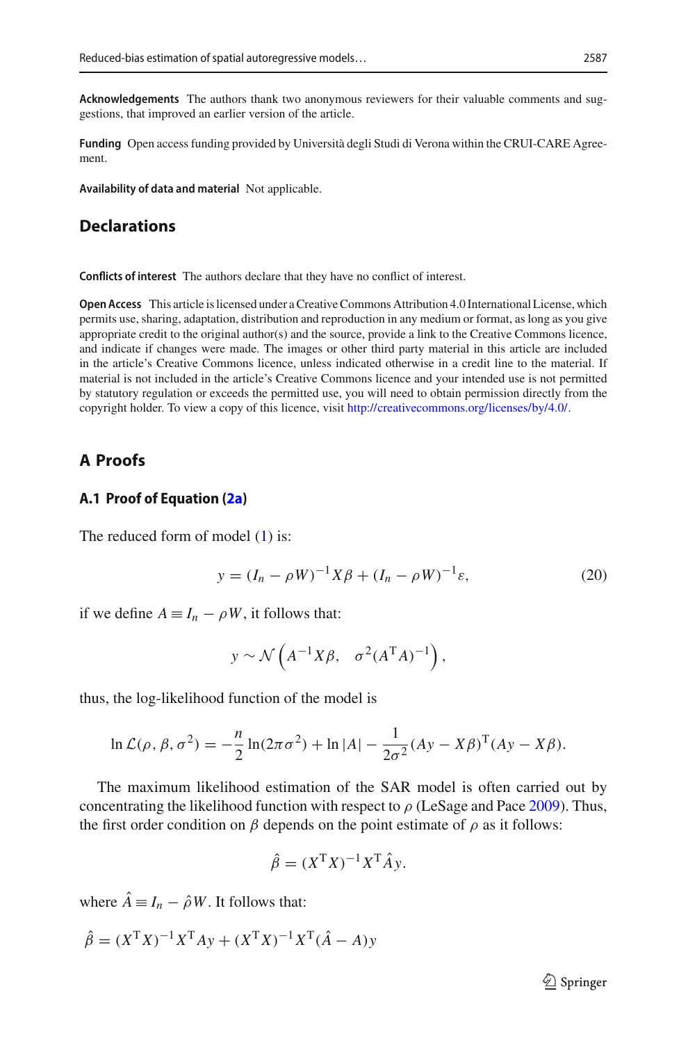**Acknowledgements** The authors thank two anonymous reviewers for their valuable comments and suggestions, that improved an earlier version of the article.

**Funding** Open access funding provided by Università degli Studi di Verona within the CRUI-CARE Agreement.

**Availability of data and material** Not applicable.

## Declarations

**Conflicts of interest** The authors declare that they have no conflict of interest.

**Open Access** This article is licensed under a Creative Commons Attribution 4.0 International License, which permits use, sharing, adaptation, distribution and reproduction in any medium or format, as long as you give appropriate credit to the original author(s) and the source, provide a link to the Creative Commons licence, and indicate if changes were made. The images or other third party material in this article are included in the article's Creative Commons licence, unless indicated otherwise in a credit line to the material. If material is not included in the article's Creative Commons licence and your intended use is not permitted by statutory regulation or exceeds the permitted use, you will need to obtain permission directly from the copyright holder. To view a copy of this licence, visit http://creativecommons.org/licenses/by/4.0/.

## A Proofs

### A.1 Proof of Equation (2a)

The reduced form of model (1) is:

$$y = (I_n - \rho W)^{-1} X\beta + (I_n - \rho W)^{-1}\varepsilon, \tag{20}$$

if we define $A \equiv I_n - \rho W$, it follows that:

$$y \sim \mathcal{N}\left(A^{-1}X\beta, \quad \sigma^2 (A^{\mathrm{T}}A)^{-1}\right),$$

thus, the log-likelihood function of the model is

$$\ln \mathcal{L}(\rho, \beta, \sigma^2) = -\frac{n}{2}\ln(2\pi\sigma^2) + \ln|A| - \frac{1}{2\sigma^2}(Ay - X\beta)^{\mathrm{T}}(Ay - X\beta).$$

The maximum likelihood estimation of the SAR model is often carried out by concentrating the likelihood function with respect to $\rho$ (LeSage and Pace 2009). Thus, the first order condition on $\beta$ depends on the point estimate of $\rho$ as it follows:

$$\hat{\beta} = (X^{\mathrm{T}}X)^{-1}X^{\mathrm{T}}\hat{A}y.$$

where $\hat{A} \equiv I_n - \hat{\rho}W$. It follows that:

$$\hat{\beta} = (X^{\mathrm{T}}X)^{-1}X^{\mathrm{T}}Ay + (X^{\mathrm{T}}X)^{-1}X^{\mathrm{T}}(\hat{A} - A)y$$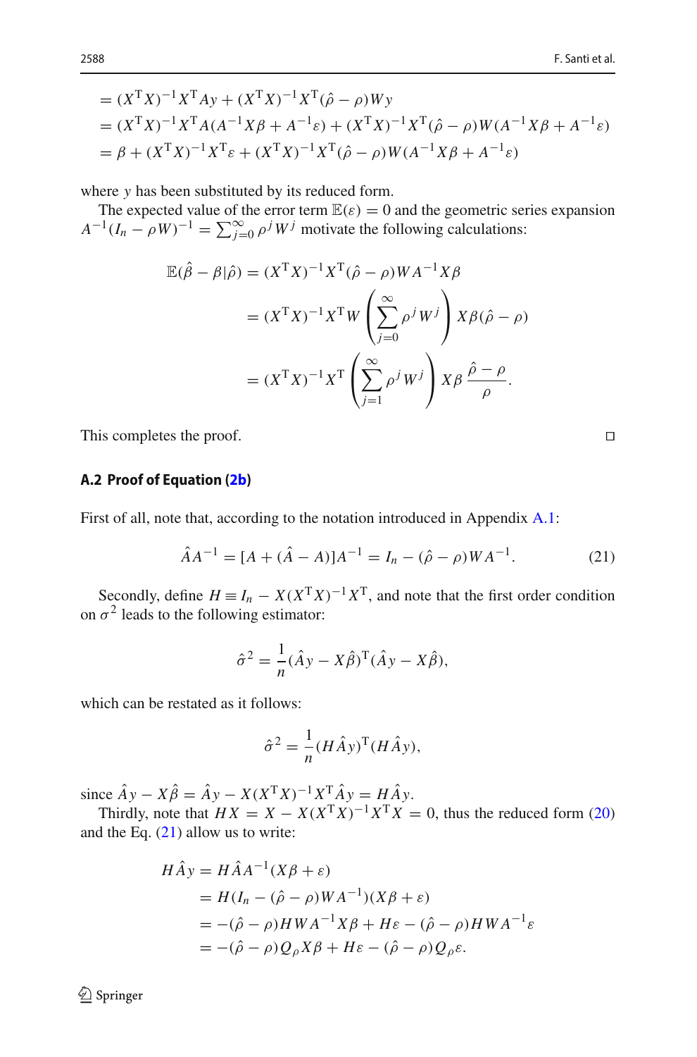$$
\begin{aligned}
&= (X^{\mathrm{T}}X)^{-1}X^{\mathrm{T}}Ay + (X^{\mathrm{T}}X)^{-1}X^{\mathrm{T}}(\hat{\rho}-\rho)Wy \\
&= (X^{\mathrm{T}}X)^{-1}X^{\mathrm{T}}A(A^{-1}X\beta + A^{-1}\varepsilon) + (X^{\mathrm{T}}X)^{-1}X^{\mathrm{T}}(\hat{\rho}-\rho)W(A^{-1}X\beta + A^{-1}\varepsilon) \\
&= \beta + (X^{\mathrm{T}}X)^{-1}X^{\mathrm{T}}\varepsilon + (X^{\mathrm{T}}X)^{-1}X^{\mathrm{T}}(\hat{\rho}-\rho)W(A^{-1}X\beta + A^{-1}\varepsilon)
\end{aligned}
$$

where $y$ has been substituted by its reduced form.

The expected value of the error term $\mathbb{E}(\varepsilon) = 0$ and the geometric series expansion $A^{-1}(I_n - \rho W)^{-1} = \sum_{j=0}^{\infty} \rho^j W^j$ motivate the following calculations:

$$
\begin{aligned}
\mathbb{E}(\hat{\beta} - \beta | \hat{\rho}) &= (X^{\mathrm{T}}X)^{-1}X^{\mathrm{T}}(\hat{\rho}-\rho)WA^{-1}X\beta \\
&= (X^{\mathrm{T}}X)^{-1}X^{\mathrm{T}}W\left(\sum_{j=0}^{\infty} \rho^j W^j\right) X\beta(\hat{\rho}-\rho) \\
&= (X^{\mathrm{T}}X)^{-1}X^{\mathrm{T}}\left(\sum_{j=1}^{\infty} \rho^j W^j\right) X\beta\, \frac{\hat{\rho}-\rho}{\rho}.
\end{aligned}
$$

This completes the proof. □

### A.2 Proof of Equation (2b)

First of all, note that, according to the notation introduced in Appendix A.1:

$$
\hat{A}A^{-1} = [A + (\hat{A} - A)]A^{-1} = I_n - (\hat{\rho}-\rho)WA^{-1}. \tag{21}
$$

Secondly, define $H \equiv I_n - X(X^{\mathrm{T}}X)^{-1}X^{\mathrm{T}}$, and note that the first order condition on $\sigma^2$ leads to the following estimator:

$$
\hat{\sigma}^2 = \frac{1}{n}(\hat{A}y - X\hat{\beta})^{\mathrm{T}}(\hat{A}y - X\hat{\beta}),
$$

which can be restated as it follows:

$$
\hat{\sigma}^2 = \frac{1}{n}(H\hat{A}y)^{\mathrm{T}}(H\hat{A}y),
$$

since $\hat{A}y - X\hat{\beta} = \hat{A}y - X(X^{\mathrm{T}}X)^{-1}X^{\mathrm{T}}\hat{A}y = H\hat{A}y$.

Thirdly, note that $HX = X - X(X^{\mathrm{T}}X)^{-1}X^{\mathrm{T}}X = 0$, thus the reduced form (20) and the Eq. (21) allow us to write:

$$
\begin{aligned}
H\hat{A}y &= H\hat{A}A^{-1}(X\beta + \varepsilon) \\
&= H(I_n - (\hat{\rho}-\rho)WA^{-1})(X\beta + \varepsilon) \\
&= -(\hat{\rho}-\rho)HWA^{-1}X\beta + H\varepsilon - (\hat{\rho}-\rho)HWA^{-1}\varepsilon \\
&= -(\hat{\rho}-\rho)Q_\rho X\beta + H\varepsilon - (\hat{\rho}-\rho)Q_\rho\varepsilon.
\end{aligned}
$$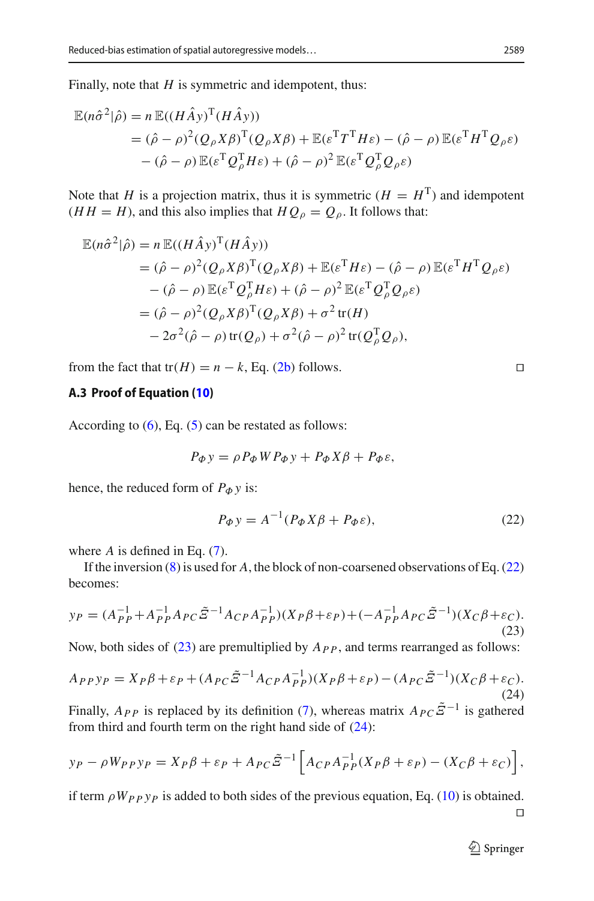Finally, note that $H$ is symmetric and idempotent, thus:

$$
\begin{aligned}
\mathbb{E}(n\hat{\sigma}^2|\hat{\rho}) &= n\,\mathbb{E}((H\hat{A}y)^{\mathrm{T}}(H\hat{A}y)) \\
&= (\hat{\rho}-\rho)^2(Q_\rho X\beta)^{\mathrm{T}}(Q_\rho X\beta) + \mathbb{E}(\varepsilon^{\mathrm{T}}T^{\mathrm{T}}H\varepsilon) - (\hat{\rho}-\rho)\,\mathbb{E}(\varepsilon^{\mathrm{T}}H^{\mathrm{T}}Q_\rho\varepsilon) \\
&\quad - (\hat{\rho}-\rho)\,\mathbb{E}(\varepsilon^{\mathrm{T}}Q_\rho^{\mathrm{T}}H\varepsilon) + (\hat{\rho}-\rho)^2\,\mathbb{E}(\varepsilon^{\mathrm{T}}Q_\rho^{\mathrm{T}}Q_\rho\varepsilon)
\end{aligned}
$$

Note that $H$ is a projection matrix, thus it is symmetric ($H = H^{\mathrm{T}}$) and idempotent ($HH = H$), and this also implies that $HQ_\rho = Q_\rho$. It follows that:

$$
\begin{aligned}
\mathbb{E}(n\hat{\sigma}^2|\hat{\rho}) &= n\,\mathbb{E}((H\hat{A}y)^{\mathrm{T}}(H\hat{A}y)) \\
&= (\hat{\rho}-\rho)^2(Q_\rho X\beta)^{\mathrm{T}}(Q_\rho X\beta) + \mathbb{E}(\varepsilon^{\mathrm{T}}H\varepsilon) - (\hat{\rho}-\rho)\,\mathbb{E}(\varepsilon^{\mathrm{T}}H^{\mathrm{T}}Q_\rho\varepsilon) \\
&\quad - (\hat{\rho}-\rho)\,\mathbb{E}(\varepsilon^{\mathrm{T}}Q_\rho^{\mathrm{T}}H\varepsilon) + (\hat{\rho}-\rho)^2\,\mathbb{E}(\varepsilon^{\mathrm{T}}Q_\rho^{\mathrm{T}}Q_\rho\varepsilon) \\
&= (\hat{\rho}-\rho)^2(Q_\rho X\beta)^{\mathrm{T}}(Q_\rho X\beta) + \sigma^2\,\mathrm{tr}(H) \\
&\quad - 2\sigma^2(\hat{\rho}-\rho)\,\mathrm{tr}(Q_\rho) + \sigma^2(\hat{\rho}-\rho)^2\,\mathrm{tr}(Q_\rho^{\mathrm{T}}Q_\rho),
\end{aligned}
$$

from the fact that $\mathrm{tr}(H) = n - k$, Eq. (2b) follows. □

### A.3 Proof of Equation (10)

According to (6), Eq. (5) can be restated as follows:

$$
P_\Phi y = \rho P_\Phi W P_\Phi y + P_\Phi X\beta + P_\Phi\varepsilon,
$$

hence, the reduced form of $P_\Phi y$ is:

$$
P_\Phi y = A^{-1}(P_\Phi X\beta + P_\Phi\varepsilon), \tag{22}
$$

where $A$ is defined in Eq. (7).

If the inversion (8) is used for $A$, the block of non-coarsened observations of Eq. (22) becomes:

$$
y_P = (A_{PP}^{-1} + A_{PP}^{-1}A_{PC}\tilde{\Xi}^{-1}A_{CP}A_{PP}^{-1})(X_P\beta + \varepsilon_P) + (-A_{PP}^{-1}A_{PC}\tilde{\Xi}^{-1})(X_C\beta + \varepsilon_C). \tag{23}
$$

Now, both sides of (23) are premultiplied by $A_{PP}$, and terms rearranged as follows:

$$
A_{PP}y_P = X_P\beta + \varepsilon_P + (A_{PC}\tilde{\Xi}^{-1}A_{CP}A_{PP}^{-1})(X_P\beta + \varepsilon_P) - (A_{PC}\tilde{\Xi}^{-1})(X_C\beta + \varepsilon_C). \tag{24}
$$

Finally, $A_{PP}$ is replaced by its definition (7), whereas matrix $A_{PC}\tilde{\Xi}^{-1}$ is gathered from third and fourth term on the right hand side of (24):

$$
y_P - \rho W_{PP}y_P = X_P\beta + \varepsilon_P + A_{PC}\tilde{\Xi}^{-1}\left[A_{CP}A_{PP}^{-1}(X_P\beta + \varepsilon_P) - (X_C\beta + \varepsilon_C)\right],
$$

if term $\rho W_{PP}y_P$ is added to both sides of the previous equation, Eq. (10) is obtained. □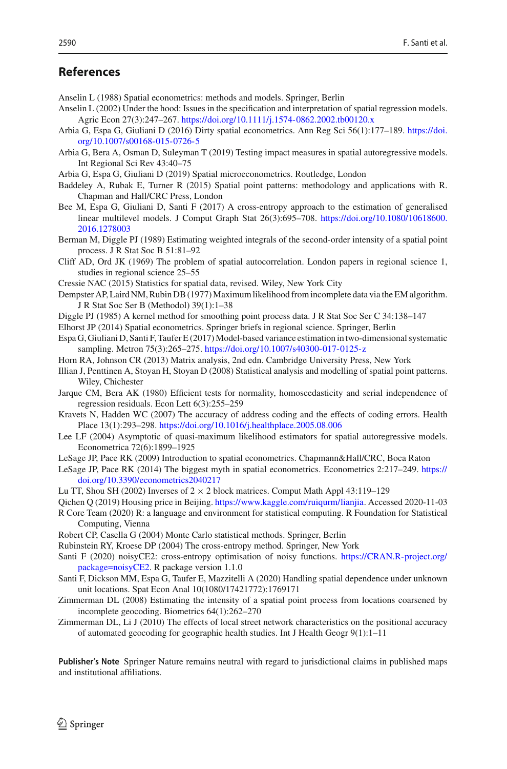## References

Anselin L (1988) Spatial econometrics: methods and models. Springer, Berlin

Anselin L (2002) Under the hood: Issues in the specification and interpretation of spatial regression models. Agric Econ 27(3):247–267. https://doi.org/10.1111/j.1574-0862.2002.tb00120.x

Arbia G, Espa G, Giuliani D (2016) Dirty spatial econometrics. Ann Reg Sci 56(1):177–189. https://doi.org/10.1007/s00168-015-0726-5

Arbia G, Bera A, Osman D, Suleyman T (2019) Testing impact measures in spatial autoregressive models. Int Regional Sci Rev 43:40–75

Arbia G, Espa G, Giuliani D (2019) Spatial microeconometrics. Routledge, London

Baddeley A, Rubak E, Turner R (2015) Spatial point patterns: methodology and applications with R. Chapman and Hall/CRC Press, London

Bee M, Espa G, Giuliani D, Santi F (2017) A cross-entropy approach to the estimation of generalised linear multilevel models. J Comput Graph Stat 26(3):695–708. https://doi.org/10.1080/10618600.2016.1278003

Berman M, Diggle PJ (1989) Estimating weighted integrals of the second-order intensity of a spatial point process. J R Stat Soc B 51:81–92

Cliff AD, Ord JK (1969) The problem of spatial autocorrelation. London papers in regional science 1, studies in regional science 25–55

Cressie NAC (2015) Statistics for spatial data, revised. Wiley, New York City

Dempster AP, Laird NM, Rubin DB (1977) Maximum likelihood from incomplete data via the EM algorithm. J R Stat Soc Ser B (Methodol) 39(1):1–38

Diggle PJ (1985) A kernel method for smoothing point process data. J R Stat Soc Ser C 34:138–147

Elhorst JP (2014) Spatial econometrics. Springer briefs in regional science. Springer, Berlin

Espa G, Giuliani D, Santi F, Taufer E (2017) Model-based variance estimation in two-dimensional systematic sampling. Metron 75(3):265–275. https://doi.org/10.1007/s40300-017-0125-z

Horn RA, Johnson CR (2013) Matrix analysis, 2nd edn. Cambridge University Press, New York

Illian J, Penttinen A, Stoyan H, Stoyan D (2008) Statistical analysis and modelling of spatial point patterns. Wiley, Chichester

Jarque CM, Bera AK (1980) Efficient tests for normality, homoscedasticity and serial independence of regression residuals. Econ Lett 6(3):255–259

Kravets N, Hadden WC (2007) The accuracy of address coding and the effects of coding errors. Health Place 13(1):293–298. https://doi.org/10.1016/j.healthplace.2005.08.006

Lee LF (2004) Asymptotic of quasi-maximum likelihood estimators for spatial autoregressive models. Econometrica 72(6):1899–1925

LeSage JP, Pace RK (2009) Introduction to spatial econometrics. Chapmann&Hall/CRC, Boca Raton

LeSage JP, Pace RK (2014) The biggest myth in spatial econometrics. Econometrics 2:217–249. https://doi.org/10.3390/econometrics2040217

Lu TT, Shou SH (2002) Inverses of 2 × 2 block matrices. Comput Math Appl 43:119–129

Qichen Q (2019) Housing price in Beijing. https://www.kaggle.com/ruiqurm/lianjia. Accessed 2020-11-03

R Core Team (2020) R: a language and environment for statistical computing. R Foundation for Statistical Computing, Vienna

Robert CP, Casella G (2004) Monte Carlo statistical methods. Springer, Berlin

Rubinstein RY, Kroese DP (2004) The cross-entropy method. Springer, New York

Santi F (2020) noisyCE2: cross-entropy optimisation of noisy functions. https://CRAN.R-project.org/package=noisyCE2. R package version 1.1.0

Santi F, Dickson MM, Espa G, Taufer E, Mazzitelli A (2020) Handling spatial dependence under unknown unit locations. Spat Econ Anal 10(1080/17421772):1769171

Zimmerman DL (2008) Estimating the intensity of a spatial point process from locations coarsened by incomplete geocoding. Biometrics 64(1):262–270

Zimmerman DL, Li J (2010) The effects of local street network characteristics on the positional accuracy of automated geocoding for geographic health studies. Int J Health Geogr 9(1):1–11

**Publisher's Note** Springer Nature remains neutral with regard to jurisdictional claims in published maps and institutional affiliations.